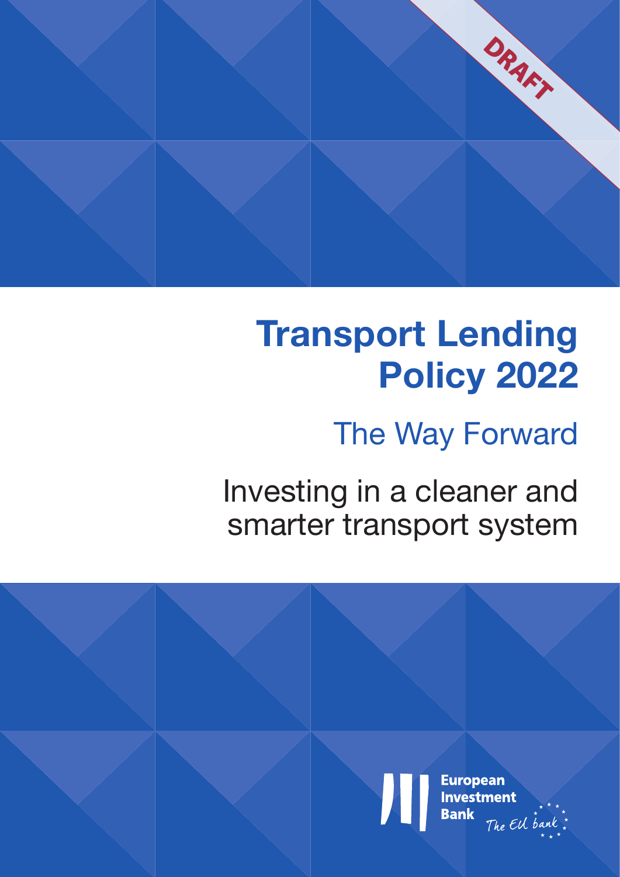DRAFT

# Transport Lending Policy 2022

## The Way Forward

Investing in a cleaner and smarter transport system

European Investment Bank

The EU bank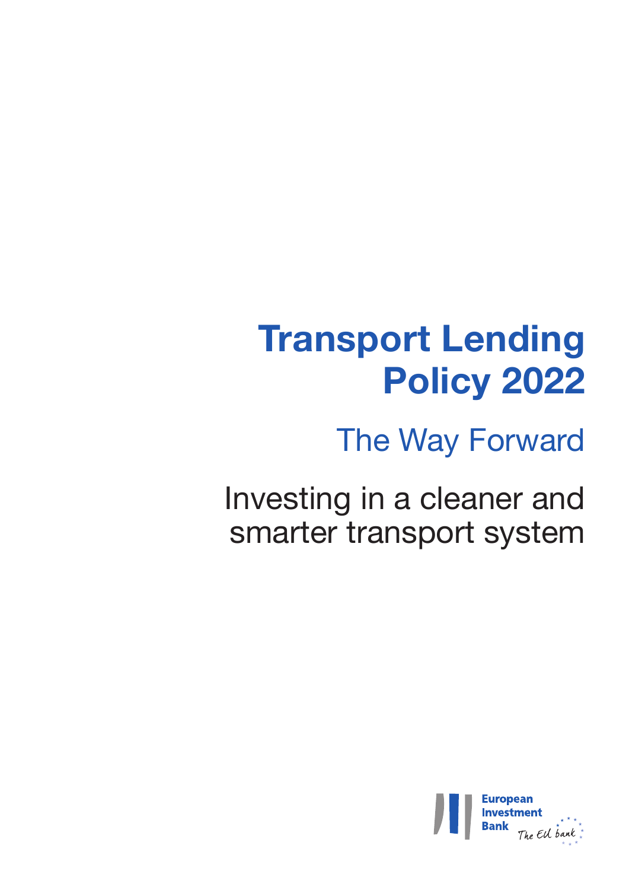# Transport Lending Policy 2022

## The Way Forward

Investing in a cleaner and smarter transport system

European Investment Bank

The EU bank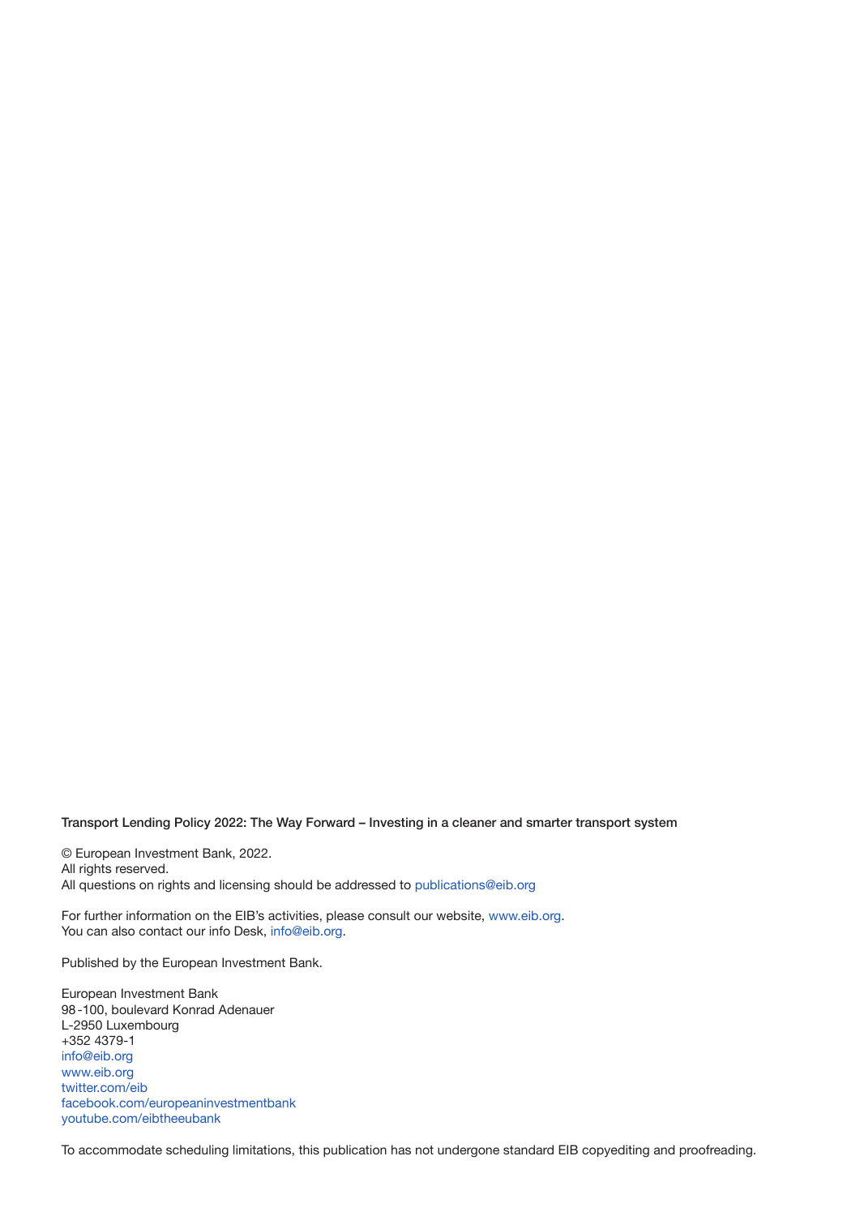**Transport Lending Policy 2022: The Way Forward – Investing in a cleaner and smarter transport system**

© European Investment Bank, 2022.
All rights reserved.
All questions on rights and licensing should be addressed to publications@eib.org

For further information on the EIB's activities, please consult our website, www.eib.org.
You can also contact our info Desk, info@eib.org.

Published by the European Investment Bank.

European Investment Bank
98 -100, boulevard Konrad Adenauer
L-2950 Luxembourg
+352 4379-1
info@eib.org
www.eib.org
twitter.com/eib
facebook.com/europeaninvestmentbank
youtube.com/eibtheeubank

To accommodate scheduling limitations, this publication has not undergone standard EIB copyediting and proofreading.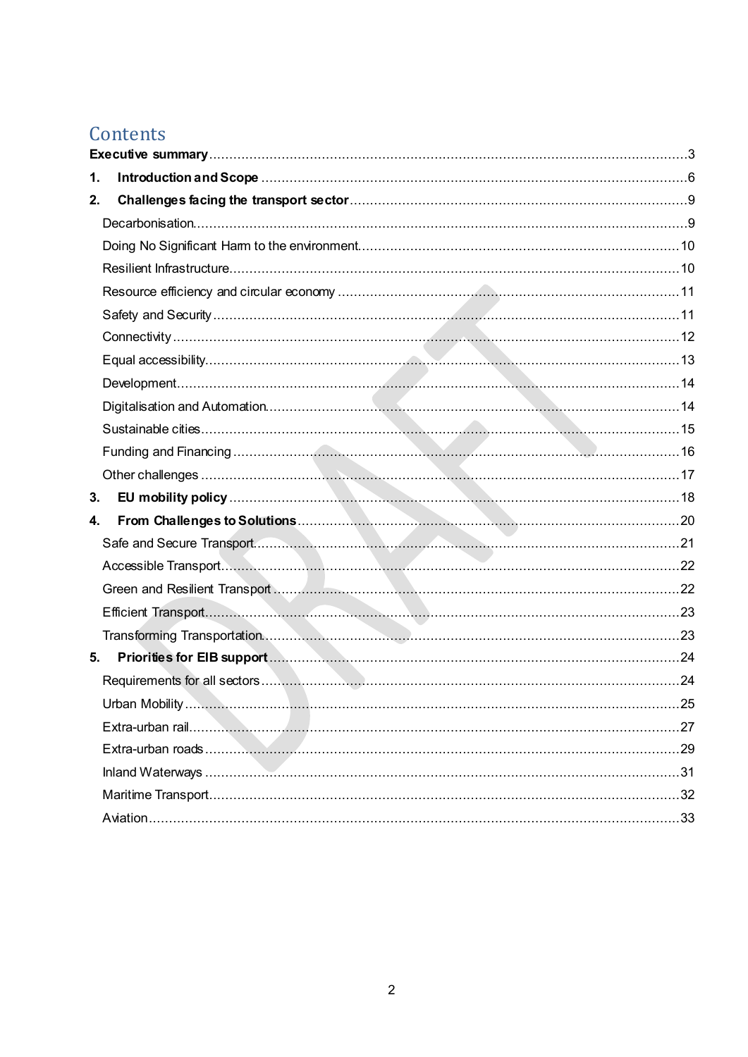# Contents

**Executive summary** ....... 3

1. **Introduction and Scope** ....... 6
2. **Challenges facing the transport sector** ....... 9
   - Decarbonisation ....... 9
   - Doing No Significant Harm to the environment ....... 10
   - Resilient Infrastructure ....... 10
   - Resource efficiency and circular economy ....... 11
   - Safety and Security ....... 11
   - Connectivity ....... 12
   - Equal accessibility ....... 13
   - Development ....... 14
   - Digitalisation and Automation ....... 14
   - Sustainable cities ....... 15
   - Funding and Financing ....... 16
   - Other challenges ....... 17
3. **EU mobility policy** ....... 18
4. **From Challenges to Solutions** ....... 20
   - Safe and Secure Transport ....... 21
   - Accessible Transport ....... 22
   - Green and Resilient Transport ....... 22
   - Efficient Transport ....... 23
   - Transforming Transportation ....... 23
5. **Priorities for EIB support** ....... 24
   - Requirements for all sectors ....... 24
   - Urban Mobility ....... 25
   - Extra-urban rail ....... 27
   - Extra-urban roads ....... 29
   - Inland Waterways ....... 31
   - Maritime Transport ....... 32
   - Aviation ....... 33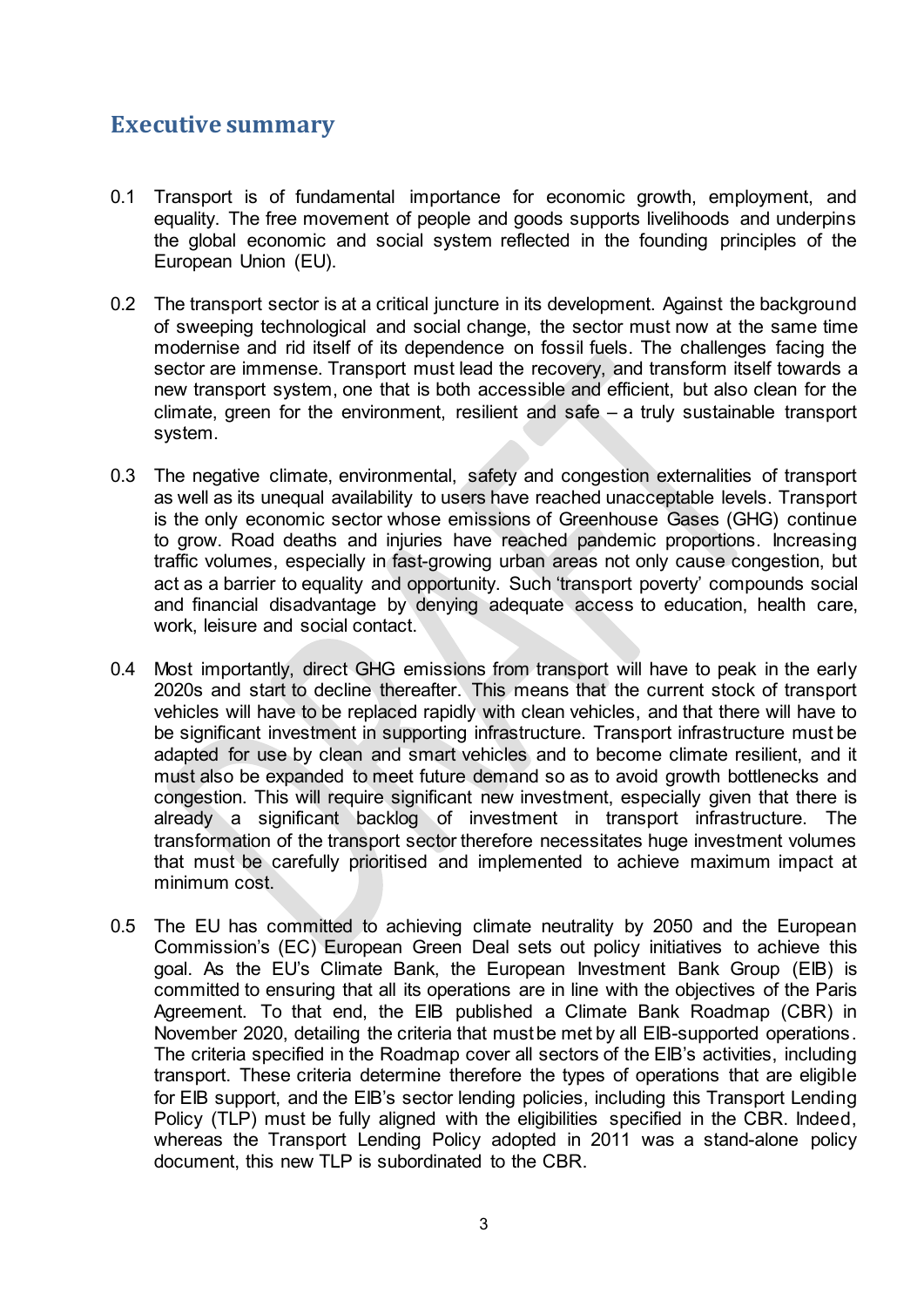## Executive summary

0.1 Transport is of fundamental importance for economic growth, employment, and equality. The free movement of people and goods supports livelihoods and underpins the global economic and social system reflected in the founding principles of the European Union (EU).

0.2 The transport sector is at a critical juncture in its development. Against the background of sweeping technological and social change, the sector must now at the same time modernise and rid itself of its dependence on fossil fuels. The challenges facing the sector are immense. Transport must lead the recovery, and transform itself towards a new transport system, one that is both accessible and efficient, but also clean for the climate, green for the environment, resilient and safe – a truly sustainable transport system.

0.3 The negative climate, environmental, safety and congestion externalities of transport as well as its unequal availability to users have reached unacceptable levels. Transport is the only economic sector whose emissions of Greenhouse Gases (GHG) continue to grow. Road deaths and injuries have reached pandemic proportions. Increasing traffic volumes, especially in fast-growing urban areas not only cause congestion, but act as a barrier to equality and opportunity. Such 'transport poverty' compounds social and financial disadvantage by denying adequate access to education, health care, work, leisure and social contact.

0.4 Most importantly, direct GHG emissions from transport will have to peak in the early 2020s and start to decline thereafter. This means that the current stock of transport vehicles will have to be replaced rapidly with clean vehicles, and that there will have to be significant investment in supporting infrastructure. Transport infrastructure must be adapted for use by clean and smart vehicles and to become climate resilient, and it must also be expanded to meet future demand so as to avoid growth bottlenecks and congestion. This will require significant new investment, especially given that there is already a significant backlog of investment in transport infrastructure. The transformation of the transport sector therefore necessitates huge investment volumes that must be carefully prioritised and implemented to achieve maximum impact at minimum cost.

0.5 The EU has committed to achieving climate neutrality by 2050 and the European Commission's (EC) European Green Deal sets out policy initiatives to achieve this goal. As the EU's Climate Bank, the European Investment Bank Group (EIB) is committed to ensuring that all its operations are in line with the objectives of the Paris Agreement. To that end, the EIB published a Climate Bank Roadmap (CBR) in November 2020, detailing the criteria that must be met by all EIB-supported operations. The criteria specified in the Roadmap cover all sectors of the EIB's activities, including transport. These criteria determine therefore the types of operations that are eligible for EIB support, and the EIB's sector lending policies, including this Transport Lending Policy (TLP) must be fully aligned with the eligibilities specified in the CBR. Indeed, whereas the Transport Lending Policy adopted in 2011 was a stand-alone policy document, this new TLP is subordinated to the CBR.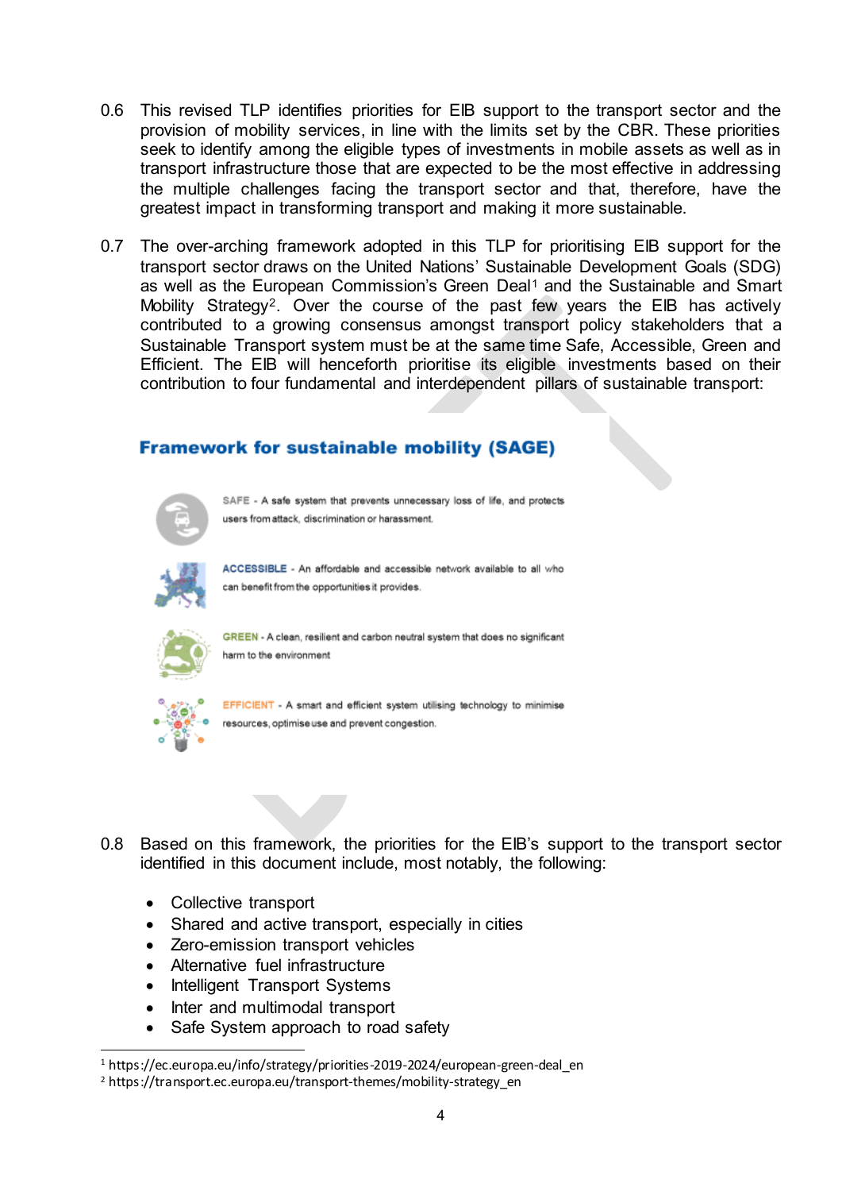0.6 This revised TLP identifies priorities for EIB support to the transport sector and the provision of mobility services, in line with the limits set by the CBR. These priorities seek to identify among the eligible types of investments in mobile assets as well as in transport infrastructure those that are expected to be the most effective in addressing the multiple challenges facing the transport sector and that, therefore, have the greatest impact in transforming transport and making it more sustainable.

0.7 The over-arching framework adopted in this TLP for prioritising EIB support for the transport sector draws on the United Nations' Sustainable Development Goals (SDG) as well as the European Commission's Green Deal[1] and the Sustainable and Smart Mobility Strategy[2]. Over the course of the past few years the EIB has actively contributed to a growing consensus amongst transport policy stakeholders that a Sustainable Transport system must be at the same time Safe, Accessible, Green and Efficient. The EIB will henceforth prioritise its eligible investments based on their contribution to four fundamental and interdependent pillars of sustainable transport:

**Framework for sustainable mobility (SAGE)**

SAFE - A safe system that prevents unnecessary loss of life, and protects users from attack, discrimination or harassment.

ACCESSIBLE - An affordable and accessible network available to all who can benefit from the opportunities it provides.

GREEN - A clean, resilient and carbon neutral system that does no significant harm to the environment

EFFICIENT - A smart and efficient system utilising technology to minimise resources, optimise use and prevent congestion.

0.8 Based on this framework, the priorities for the EIB's support to the transport sector identified in this document include, most notably, the following:

- Collective transport
- Shared and active transport, especially in cities
- Zero-emission transport vehicles
- Alternative fuel infrastructure
- Intelligent Transport Systems
- Inter and multimodal transport
- Safe System approach to road safety

[1] https://ec.europa.eu/info/strategy/priorities-2019-2024/european-green-deal_en

[2] https://transport.ec.europa.eu/transport-themes/mobility-strategy_en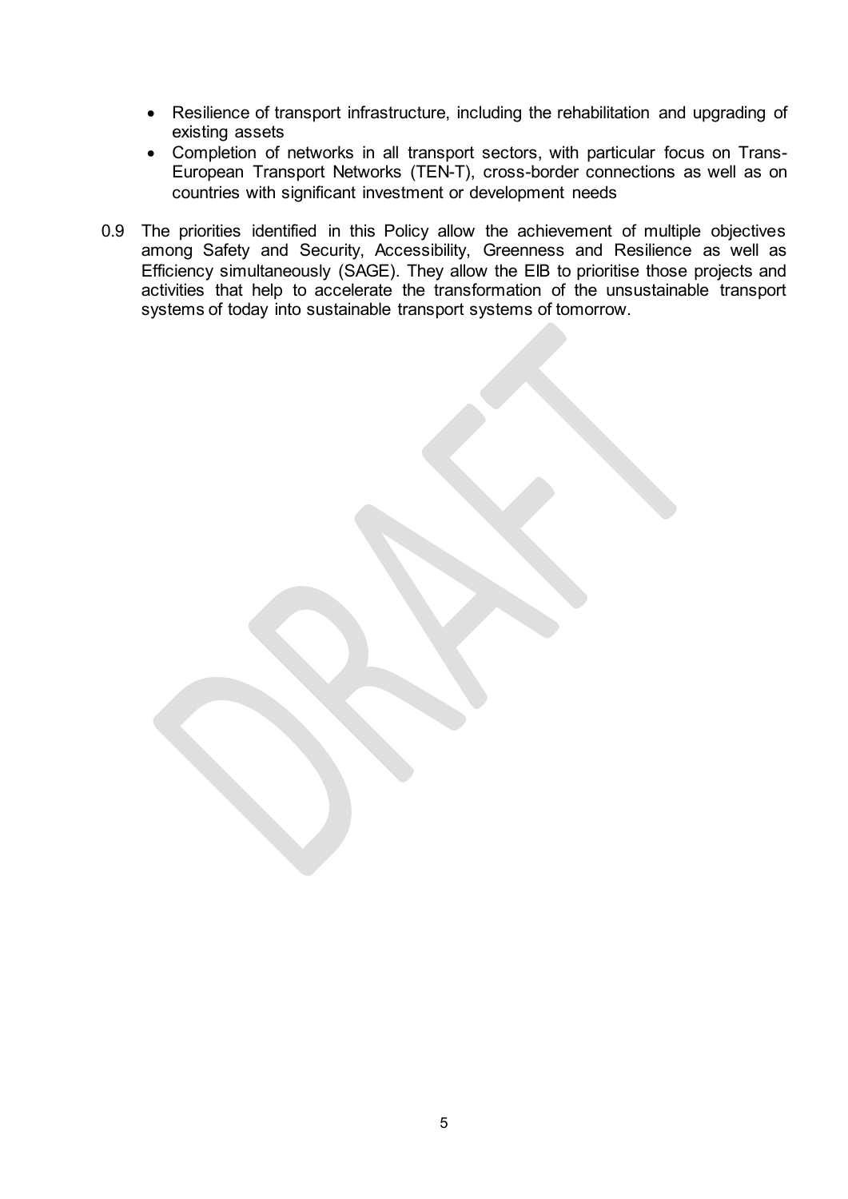- Resilience of transport infrastructure, including the rehabilitation and upgrading of existing assets
- Completion of networks in all transport sectors, with particular focus on Trans-European Transport Networks (TEN-T), cross-border connections as well as on countries with significant investment or development needs

0.9 The priorities identified in this Policy allow the achievement of multiple objectives among Safety and Security, Accessibility, Greenness and Resilience as well as Efficiency simultaneously (SAGE). They allow the EIB to prioritise those projects and activities that help to accelerate the transformation of the unsustainable transport systems of today into sustainable transport systems of tomorrow.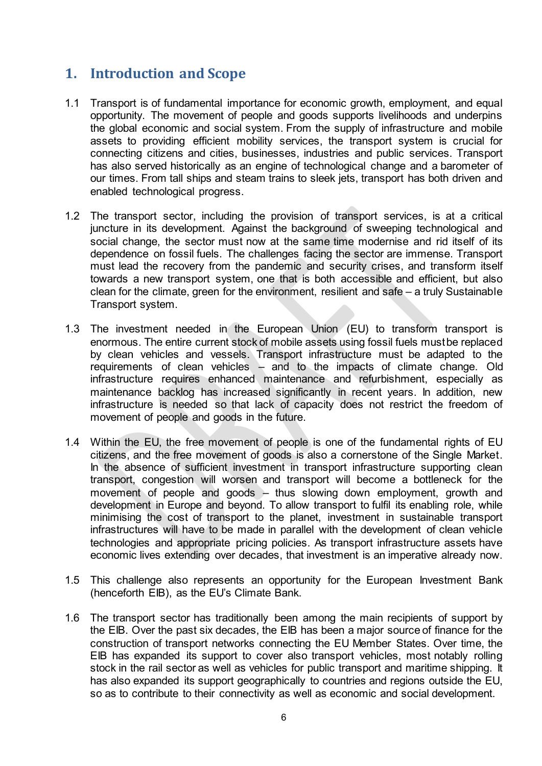# 1. Introduction and Scope

1.1 Transport is of fundamental importance for economic growth, employment, and equal opportunity. The movement of people and goods supports livelihoods and underpins the global economic and social system. From the supply of infrastructure and mobile assets to providing efficient mobility services, the transport system is crucial for connecting citizens and cities, businesses, industries and public services. Transport has also served historically as an engine of technological change and a barometer of our times. From tall ships and steam trains to sleek jets, transport has both driven and enabled technological progress.

1.2 The transport sector, including the provision of transport services, is at a critical juncture in its development. Against the background of sweeping technological and social change, the sector must now at the same time modernise and rid itself of its dependence on fossil fuels. The challenges facing the sector are immense. Transport must lead the recovery from the pandemic and security crises, and transform itself towards a new transport system, one that is both accessible and efficient, but also clean for the climate, green for the environment, resilient and safe – a truly Sustainable Transport system.

1.3 The investment needed in the European Union (EU) to transform transport is enormous. The entire current stock of mobile assets using fossil fuels must be replaced by clean vehicles and vessels. Transport infrastructure must be adapted to the requirements of clean vehicles – and to the impacts of climate change. Old infrastructure requires enhanced maintenance and refurbishment, especially as maintenance backlog has increased significantly in recent years. In addition, new infrastructure is needed so that lack of capacity does not restrict the freedom of movement of people and goods in the future.

1.4 Within the EU, the free movement of people is one of the fundamental rights of EU citizens, and the free movement of goods is also a cornerstone of the Single Market. In the absence of sufficient investment in transport infrastructure supporting clean transport, congestion will worsen and transport will become a bottleneck for the movement of people and goods – thus slowing down employment, growth and development in Europe and beyond. To allow transport to fulfil its enabling role, while minimising the cost of transport to the planet, investment in sustainable transport infrastructures will have to be made in parallel with the development of clean vehicle technologies and appropriate pricing policies. As transport infrastructure assets have economic lives extending over decades, that investment is an imperative already now.

1.5 This challenge also represents an opportunity for the European Investment Bank (henceforth EIB), as the EU's Climate Bank.

1.6 The transport sector has traditionally been among the main recipients of support by the EIB. Over the past six decades, the EIB has been a major source of finance for the construction of transport networks connecting the EU Member States. Over time, the EIB has expanded its support to cover also transport vehicles, most notably rolling stock in the rail sector as well as vehicles for public transport and maritime shipping. It has also expanded its support geographically to countries and regions outside the EU, so as to contribute to their connectivity as well as economic and social development.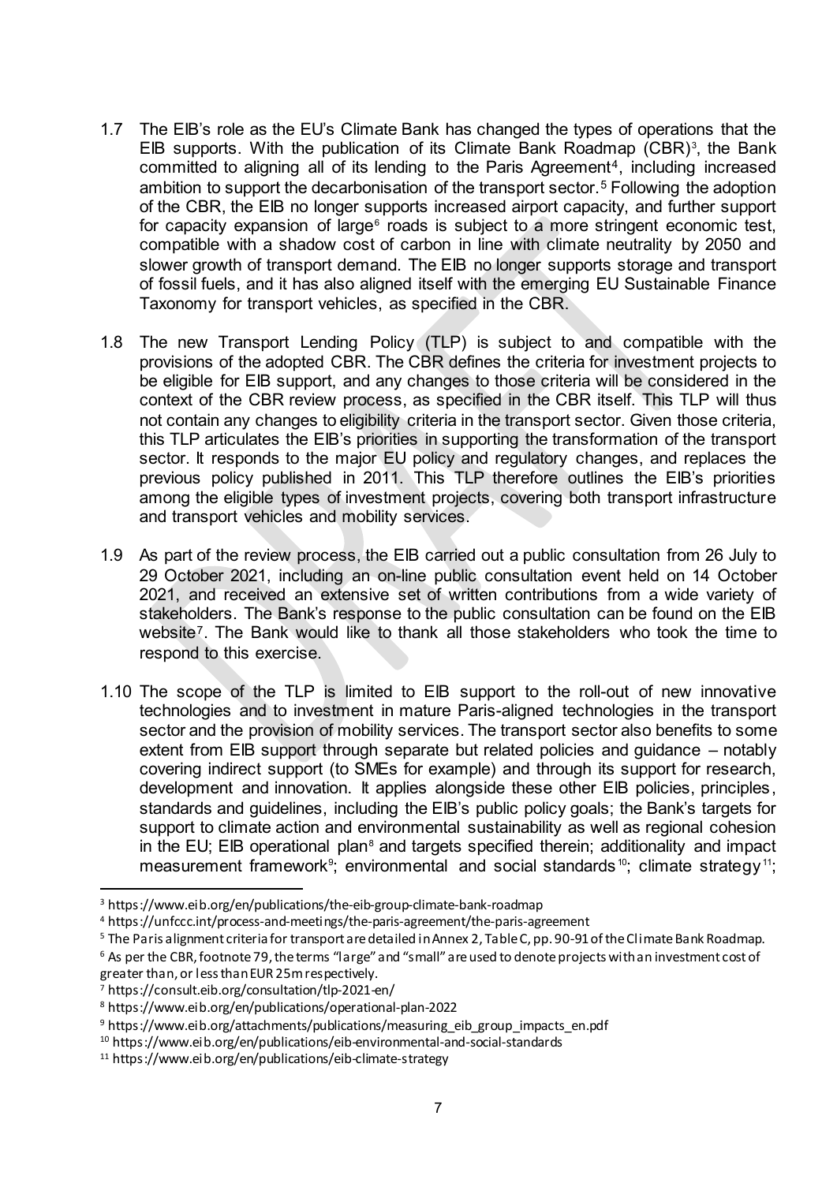1.7 The EIB's role as the EU's Climate Bank has changed the types of operations that the EIB supports. With the publication of its Climate Bank Roadmap (CBR)[3], the Bank committed to aligning all of its lending to the Paris Agreement[4], including increased ambition to support the decarbonisation of the transport sector.[5] Following the adoption of the CBR, the EIB no longer supports increased airport capacity, and further support for capacity expansion of large[6] roads is subject to a more stringent economic test, compatible with a shadow cost of carbon in line with climate neutrality by 2050 and slower growth of transport demand. The EIB no longer supports storage and transport of fossil fuels, and it has also aligned itself with the emerging EU Sustainable Finance Taxonomy for transport vehicles, as specified in the CBR.

1.8 The new Transport Lending Policy (TLP) is subject to and compatible with the provisions of the adopted CBR. The CBR defines the criteria for investment projects to be eligible for EIB support, and any changes to those criteria will be considered in the context of the CBR review process, as specified in the CBR itself. This TLP will thus not contain any changes to eligibility criteria in the transport sector. Given those criteria, this TLP articulates the EIB's priorities in supporting the transformation of the transport sector. It responds to the major EU policy and regulatory changes, and replaces the previous policy published in 2011. This TLP therefore outlines the EIB's priorities among the eligible types of investment projects, covering both transport infrastructure and transport vehicles and mobility services.

1.9 As part of the review process, the EIB carried out a public consultation from 26 July to 29 October 2021, including an on-line public consultation event held on 14 October 2021, and received an extensive set of written contributions from a wide variety of stakeholders. The Bank's response to the public consultation can be found on the EIB website[7]. The Bank would like to thank all those stakeholders who took the time to respond to this exercise.

1.10 The scope of the TLP is limited to EIB support to the roll-out of new innovative technologies and to investment in mature Paris-aligned technologies in the transport sector and the provision of mobility services. The transport sector also benefits to some extent from EIB support through separate but related policies and guidance – notably covering indirect support (to SMEs for example) and through its support for research, development and innovation. It applies alongside these other EIB policies, principles, standards and guidelines, including the EIB's public policy goals; the Bank's targets for support to climate action and environmental sustainability as well as regional cohesion in the EU; EIB operational plan[8] and targets specified therein; additionality and impact measurement framework[9]; environmental and social standards[10]; climate strategy[11];

---

[3] https://www.eib.org/en/publications/the-eib-group-climate-bank-roadmap

[4] https://unfccc.int/process-and-meetings/the-paris-agreement/the-paris-agreement

[5] The Paris alignment criteria for transport are detailed in Annex 2, Table C, pp. 90-91 of the Climate Bank Roadmap.

[6] As per the CBR, footnote 79, the terms "large" and "small" are used to denote projects with an investment cost of greater than, or less than EUR 25m respectively.

[7] https://consult.eib.org/consultation/tlp-2021-en/

[8] https://www.eib.org/en/publications/operational-plan-2022

[9] https://www.eib.org/attachments/publications/measuring_eib_group_impacts_en.pdf

[10] https://www.eib.org/en/publications/eib-environmental-and-social-standards

[11] https://www.eib.org/en/publications/eib-climate-strategy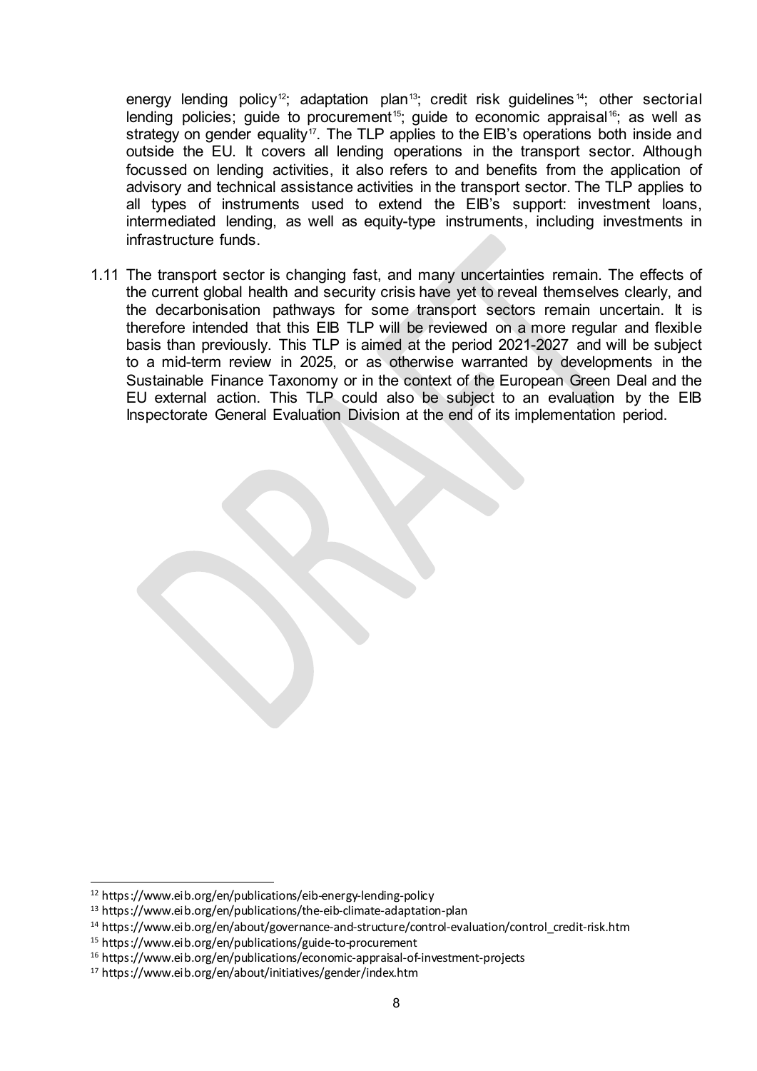energy lending policy[12]; adaptation plan[13]; credit risk guidelines[14]; other sectorial lending policies; guide to procurement[15]; guide to economic appraisal[16]; as well as strategy on gender equality[17]. The TLP applies to the EIB's operations both inside and outside the EU. It covers all lending operations in the transport sector. Although focussed on lending activities, it also refers to and benefits from the application of advisory and technical assistance activities in the transport sector. The TLP applies to all types of instruments used to extend the EIB's support: investment loans, intermediated lending, as well as equity-type instruments, including investments in infrastructure funds.

1.11 The transport sector is changing fast, and many uncertainties remain. The effects of the current global health and security crisis have yet to reveal themselves clearly, and the decarbonisation pathways for some transport sectors remain uncertain. It is therefore intended that this EIB TLP will be reviewed on a more regular and flexible basis than previously. This TLP is aimed at the period 2021-2027 and will be subject to a mid-term review in 2025, or as otherwise warranted by developments in the Sustainable Finance Taxonomy or in the context of the European Green Deal and the EU external action. This TLP could also be subject to an evaluation by the EIB Inspectorate General Evaluation Division at the end of its implementation period.

---

[12] https://www.eib.org/en/publications/eib-energy-lending-policy

[13] https://www.eib.org/en/publications/the-eib-climate-adaptation-plan

[14] https://www.eib.org/en/about/governance-and-structure/control-evaluation/control_credit-risk.htm

[15] https://www.eib.org/en/publications/guide-to-procurement

[16] https://www.eib.org/en/publications/economic-appraisal-of-investment-projects

[17] https://www.eib.org/en/about/initiatives/gender/index.htm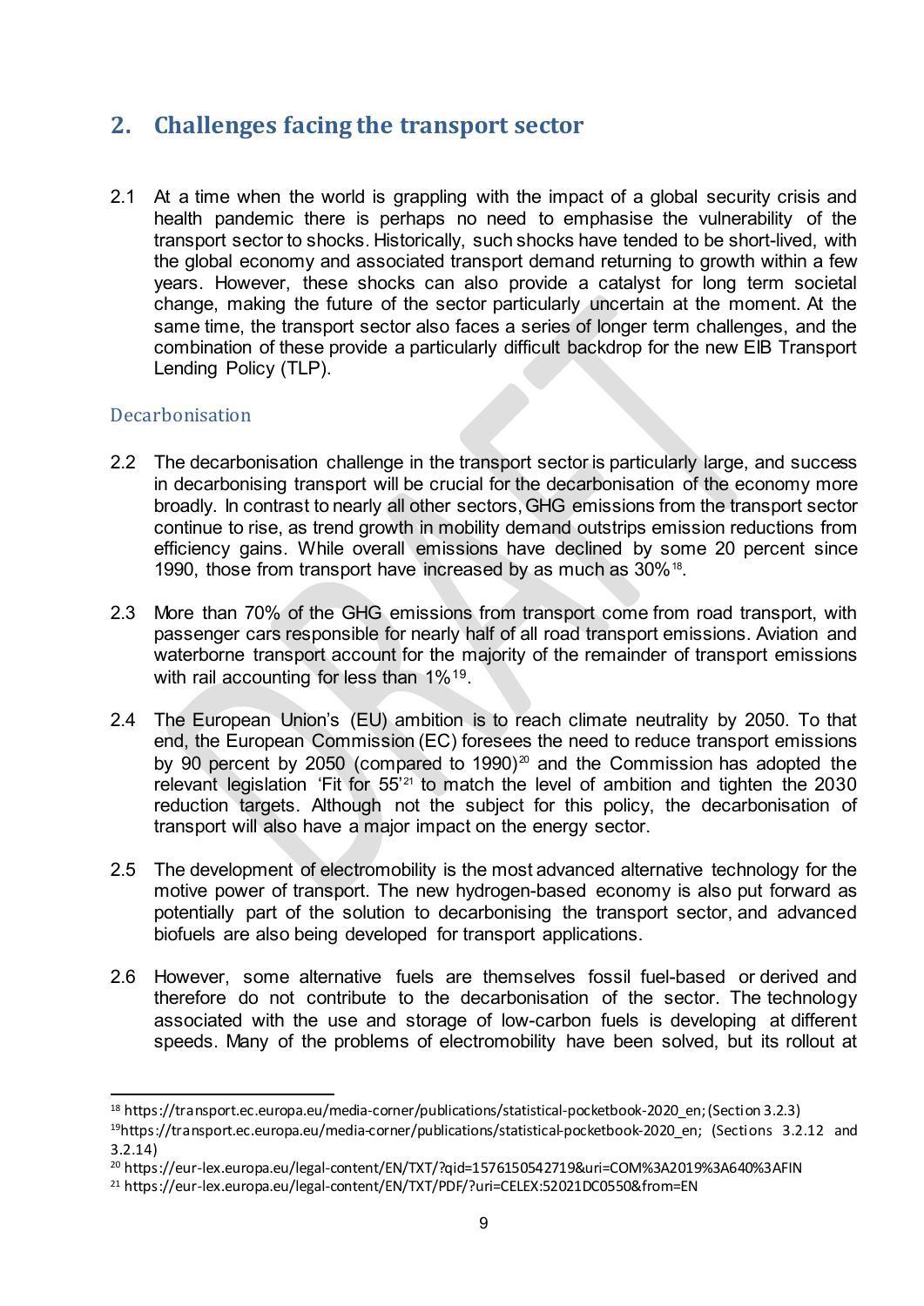## 2. Challenges facing the transport sector

2.1 At a time when the world is grappling with the impact of a global security crisis and health pandemic there is perhaps no need to emphasise the vulnerability of the transport sector to shocks. Historically, such shocks have tended to be short-lived, with the global economy and associated transport demand returning to growth within a few years. However, these shocks can also provide a catalyst for long term societal change, making the future of the sector particularly uncertain at the moment. At the same time, the transport sector also faces a series of longer term challenges, and the combination of these provide a particularly difficult backdrop for the new EIB Transport Lending Policy (TLP).

### Decarbonisation

2.2 The decarbonisation challenge in the transport sector is particularly large, and success in decarbonising transport will be crucial for the decarbonisation of the economy more broadly. In contrast to nearly all other sectors, GHG emissions from the transport sector continue to rise, as trend growth in mobility demand outstrips emission reductions from efficiency gains. While overall emissions have declined by some 20 percent since 1990, those from transport have increased by as much as 30%[18].

2.3 More than 70% of the GHG emissions from transport come from road transport, with passenger cars responsible for nearly half of all road transport emissions. Aviation and waterborne transport account for the majority of the remainder of transport emissions with rail accounting for less than 1%[19].

2.4 The European Union's (EU) ambition is to reach climate neutrality by 2050. To that end, the European Commission (EC) foresees the need to reduce transport emissions by 90 percent by 2050 (compared to 1990)[20] and the Commission has adopted the relevant legislation 'Fit for 55'[21] to match the level of ambition and tighten the 2030 reduction targets. Although not the subject for this policy, the decarbonisation of transport will also have a major impact on the energy sector.

2.5 The development of electromobility is the most advanced alternative technology for the motive power of transport. The new hydrogen-based economy is also put forward as potentially part of the solution to decarbonising the transport sector, and advanced biofuels are also being developed for transport applications.

2.6 However, some alternative fuels are themselves fossil fuel-based or derived and therefore do not contribute to the decarbonisation of the sector. The technology associated with the use and storage of low-carbon fuels is developing at different speeds. Many of the problems of electromobility have been solved, but its rollout at

---

[18] https://transport.ec.europa.eu/media-corner/publications/statistical-pocketbook-2020_en; (Section 3.2.3)

[19] https://transport.ec.europa.eu/media-corner/publications/statistical-pocketbook-2020_en; (Sections 3.2.12 and 3.2.14)

[20] https://eur-lex.europa.eu/legal-content/EN/TXT/?qid=1576150542719&uri=COM%3A2019%3A640%3AFIN

[21] https://eur-lex.europa.eu/legal-content/EN/TXT/PDF/?uri=CELEX:52021DC0550&from=EN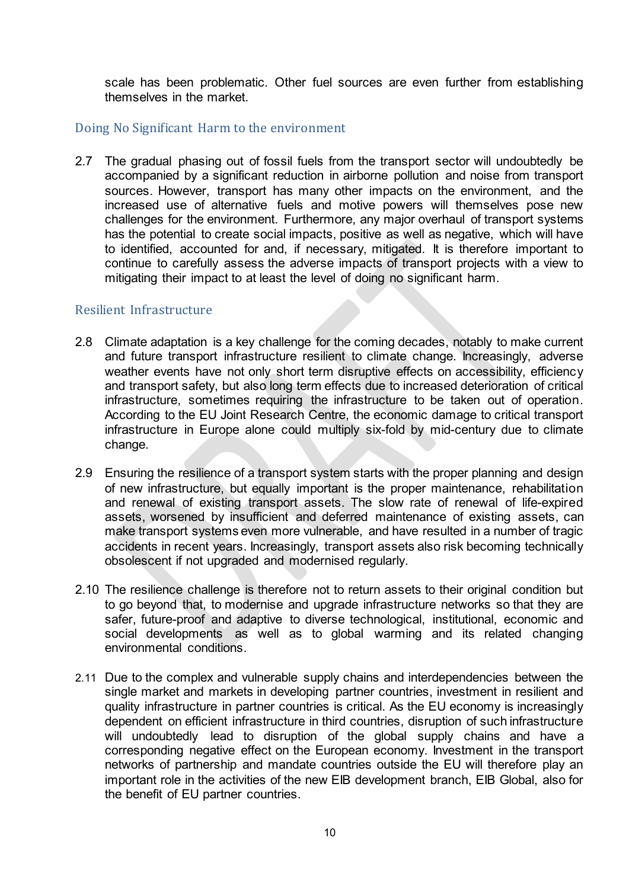scale has been problematic. Other fuel sources are even further from establishing themselves in the market.

### Doing No Significant Harm to the environment

2.7 The gradual phasing out of fossil fuels from the transport sector will undoubtedly be accompanied by a significant reduction in airborne pollution and noise from transport sources. However, transport has many other impacts on the environment, and the increased use of alternative fuels and motive powers will themselves pose new challenges for the environment. Furthermore, any major overhaul of transport systems has the potential to create social impacts, positive as well as negative, which will have to identified, accounted for and, if necessary, mitigated. It is therefore important to continue to carefully assess the adverse impacts of transport projects with a view to mitigating their impact to at least the level of doing no significant harm.

### Resilient Infrastructure

2.8 Climate adaptation is a key challenge for the coming decades, notably to make current and future transport infrastructure resilient to climate change. Increasingly, adverse weather events have not only short term disruptive effects on accessibility, efficiency and transport safety, but also long term effects due to increased deterioration of critical infrastructure, sometimes requiring the infrastructure to be taken out of operation. According to the EU Joint Research Centre, the economic damage to critical transport infrastructure in Europe alone could multiply six-fold by mid-century due to climate change.

2.9 Ensuring the resilience of a transport system starts with the proper planning and design of new infrastructure, but equally important is the proper maintenance, rehabilitation and renewal of existing transport assets. The slow rate of renewal of life-expired assets, worsened by insufficient and deferred maintenance of existing assets, can make transport systems even more vulnerable, and have resulted in a number of tragic accidents in recent years. Increasingly, transport assets also risk becoming technically obsolescent if not upgraded and modernised regularly.

2.10 The resilience challenge is therefore not to return assets to their original condition but to go beyond that, to modernise and upgrade infrastructure networks so that they are safer, future-proof and adaptive to diverse technological, institutional, economic and social developments as well as to global warming and its related changing environmental conditions.

2.11 Due to the complex and vulnerable supply chains and interdependencies between the single market and markets in developing partner countries, investment in resilient and quality infrastructure in partner countries is critical. As the EU economy is increasingly dependent on efficient infrastructure in third countries, disruption of such infrastructure will undoubtedly lead to disruption of the global supply chains and have a corresponding negative effect on the European economy. Investment in the transport networks of partnership and mandate countries outside the EU will therefore play an important role in the activities of the new EIB development branch, EIB Global, also for the benefit of EU partner countries.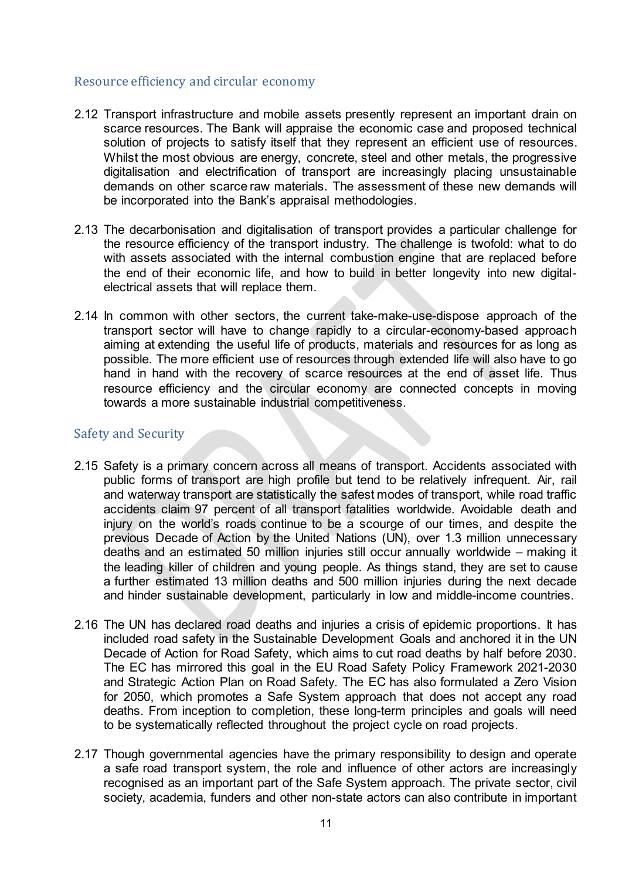## Resource efficiency and circular economy

2.12 Transport infrastructure and mobile assets presently represent an important drain on scarce resources. The Bank will appraise the economic case and proposed technical solution of projects to satisfy itself that they represent an efficient use of resources. Whilst the most obvious are energy, concrete, steel and other metals, the progressive digitalisation and electrification of transport are increasingly placing unsustainable demands on other scarce raw materials. The assessment of these new demands will be incorporated into the Bank's appraisal methodologies.

2.13 The decarbonisation and digitalisation of transport provides a particular challenge for the resource efficiency of the transport industry. The challenge is twofold: what to do with assets associated with the internal combustion engine that are replaced before the end of their economic life, and how to build in better longevity into new digital-electrical assets that will replace them.

2.14 In common with other sectors, the current take-make-use-dispose approach of the transport sector will have to change rapidly to a circular-economy-based approach aiming at extending the useful life of products, materials and resources for as long as possible. The more efficient use of resources through extended life will also have to go hand in hand with the recovery of scarce resources at the end of asset life. Thus resource efficiency and the circular economy are connected concepts in moving towards a more sustainable industrial competitiveness.

## Safety and Security

2.15 Safety is a primary concern across all means of transport. Accidents associated with public forms of transport are high profile but tend to be relatively infrequent. Air, rail and waterway transport are statistically the safest modes of transport, while road traffic accidents claim 97 percent of all transport fatalities worldwide. Avoidable death and injury on the world's roads continue to be a scourge of our times, and despite the previous Decade of Action by the United Nations (UN), over 1.3 million unnecessary deaths and an estimated 50 million injuries still occur annually worldwide – making it the leading killer of children and young people. As things stand, they are set to cause a further estimated 13 million deaths and 500 million injuries during the next decade and hinder sustainable development, particularly in low and middle-income countries.

2.16 The UN has declared road deaths and injuries a crisis of epidemic proportions. It has included road safety in the Sustainable Development Goals and anchored it in the UN Decade of Action for Road Safety, which aims to cut road deaths by half before 2030. The EC has mirrored this goal in the EU Road Safety Policy Framework 2021-2030 and Strategic Action Plan on Road Safety. The EC has also formulated a Zero Vision for 2050, which promotes a Safe System approach that does not accept any road deaths. From inception to completion, these long-term principles and goals will need to be systematically reflected throughout the project cycle on road projects.

2.17 Though governmental agencies have the primary responsibility to design and operate a safe road transport system, the role and influence of other actors are increasingly recognised as an important part of the Safe System approach. The private sector, civil society, academia, funders and other non-state actors can also contribute in important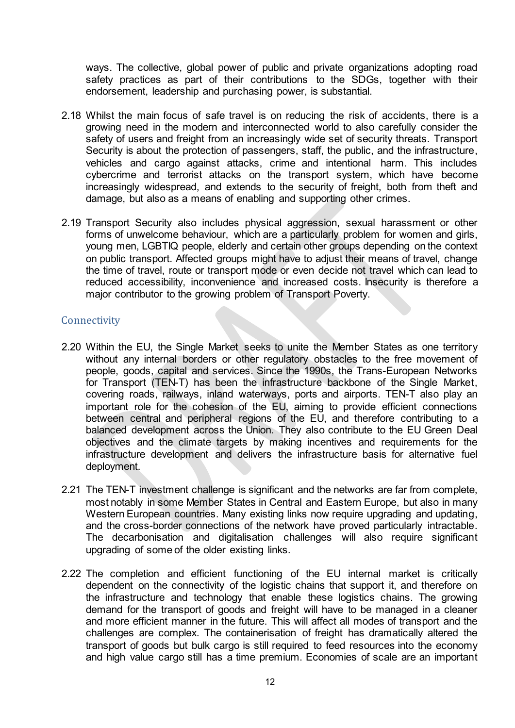ways. The collective, global power of public and private organizations adopting road safety practices as part of their contributions to the SDGs, together with their endorsement, leadership and purchasing power, is substantial.

2.18 Whilst the main focus of safe travel is on reducing the risk of accidents, there is a growing need in the modern and interconnected world to also carefully consider the safety of users and freight from an increasingly wide set of security threats. Transport Security is about the protection of passengers, staff, the public, and the infrastructure, vehicles and cargo against attacks, crime and intentional harm. This includes cybercrime and terrorist attacks on the transport system, which have become increasingly widespread, and extends to the security of freight, both from theft and damage, but also as a means of enabling and supporting other crimes.

2.19 Transport Security also includes physical aggression, sexual harassment or other forms of unwelcome behaviour, which are a particularly problem for women and girls, young men, LGBTIQ people, elderly and certain other groups depending on the context on public transport. Affected groups might have to adjust their means of travel, change the time of travel, route or transport mode or even decide not travel which can lead to reduced accessibility, inconvenience and increased costs. Insecurity is therefore a major contributor to the growing problem of Transport Poverty.

## Connectivity

2.20 Within the EU, the Single Market seeks to unite the Member States as one territory without any internal borders or other regulatory obstacles to the free movement of people, goods, capital and services. Since the 1990s, the Trans-European Networks for Transport (TEN-T) has been the infrastructure backbone of the Single Market, covering roads, railways, inland waterways, ports and airports. TEN-T also play an important role for the cohesion of the EU, aiming to provide efficient connections between central and peripheral regions of the EU, and therefore contributing to a balanced development across the Union. They also contribute to the EU Green Deal objectives and the climate targets by making incentives and requirements for the infrastructure development and delivers the infrastructure basis for alternative fuel deployment.

2.21 The TEN-T investment challenge is significant and the networks are far from complete, most notably in some Member States in Central and Eastern Europe, but also in many Western European countries. Many existing links now require upgrading and updating, and the cross-border connections of the network have proved particularly intractable. The decarbonisation and digitalisation challenges will also require significant upgrading of some of the older existing links.

2.22 The completion and efficient functioning of the EU internal market is critically dependent on the connectivity of the logistic chains that support it, and therefore on the infrastructure and technology that enable these logistics chains. The growing demand for the transport of goods and freight will have to be managed in a cleaner and more efficient manner in the future. This will affect all modes of transport and the challenges are complex. The containerisation of freight has dramatically altered the transport of goods but bulk cargo is still required to feed resources into the economy and high value cargo still has a time premium. Economies of scale are an important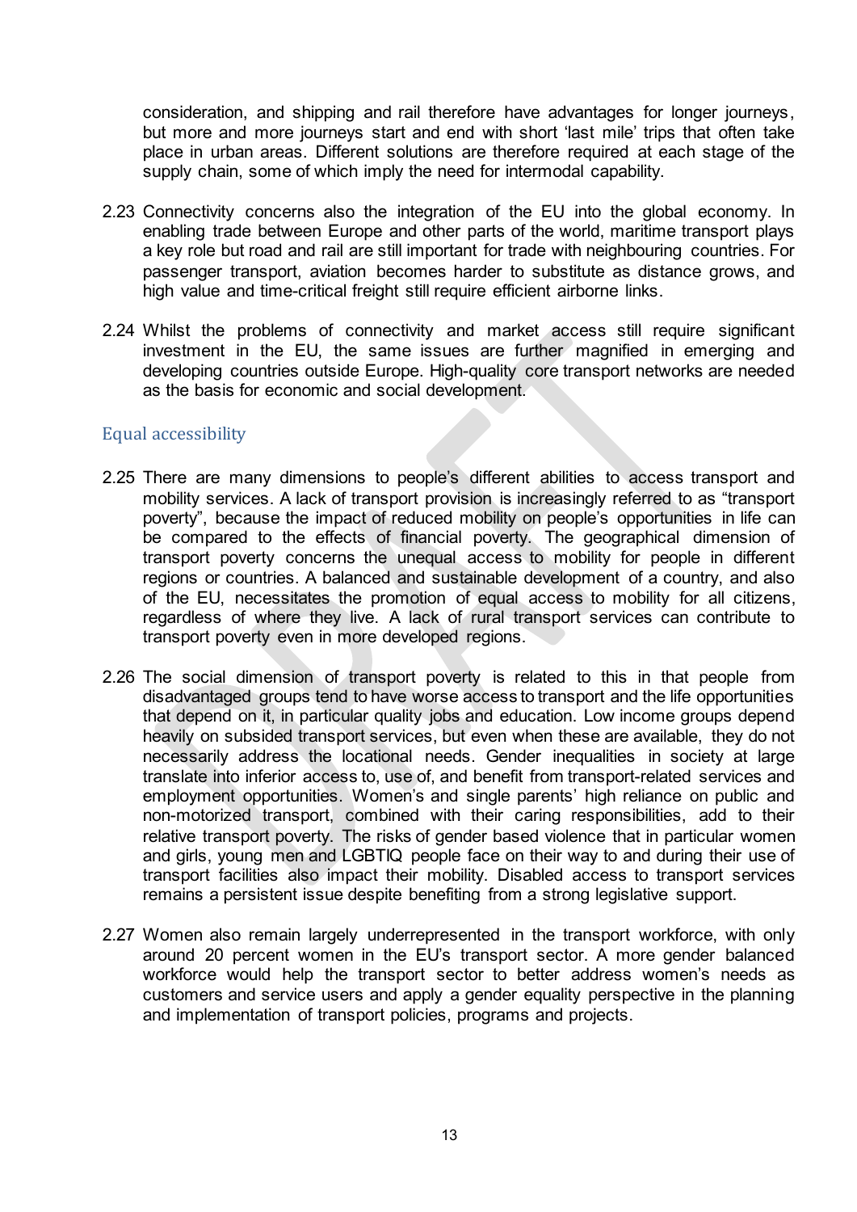consideration, and shipping and rail therefore have advantages for longer journeys, but more and more journeys start and end with short 'last mile' trips that often take place in urban areas. Different solutions are therefore required at each stage of the supply chain, some of which imply the need for intermodal capability.

2.23 Connectivity concerns also the integration of the EU into the global economy. In enabling trade between Europe and other parts of the world, maritime transport plays a key role but road and rail are still important for trade with neighbouring countries. For passenger transport, aviation becomes harder to substitute as distance grows, and high value and time-critical freight still require efficient airborne links.

2.24 Whilst the problems of connectivity and market access still require significant investment in the EU, the same issues are further magnified in emerging and developing countries outside Europe. High-quality core transport networks are needed as the basis for economic and social development.

### Equal accessibility

2.25 There are many dimensions to people's different abilities to access transport and mobility services. A lack of transport provision is increasingly referred to as "transport poverty", because the impact of reduced mobility on people's opportunities in life can be compared to the effects of financial poverty. The geographical dimension of transport poverty concerns the unequal access to mobility for people in different regions or countries. A balanced and sustainable development of a country, and also of the EU, necessitates the promotion of equal access to mobility for all citizens, regardless of where they live. A lack of rural transport services can contribute to transport poverty even in more developed regions.

2.26 The social dimension of transport poverty is related to this in that people from disadvantaged groups tend to have worse access to transport and the life opportunities that depend on it, in particular quality jobs and education. Low income groups depend heavily on subsided transport services, but even when these are available, they do not necessarily address the locational needs. Gender inequalities in society at large translate into inferior access to, use of, and benefit from transport-related services and employment opportunities. Women's and single parents' high reliance on public and non-motorized transport, combined with their caring responsibilities, add to their relative transport poverty. The risks of gender based violence that in particular women and girls, young men and LGBTIQ people face on their way to and during their use of transport facilities also impact their mobility. Disabled access to transport services remains a persistent issue despite benefiting from a strong legislative support.

2.27 Women also remain largely underrepresented in the transport workforce, with only around 20 percent women in the EU's transport sector. A more gender balanced workforce would help the transport sector to better address women's needs as customers and service users and apply a gender equality perspective in the planning and implementation of transport policies, programs and projects.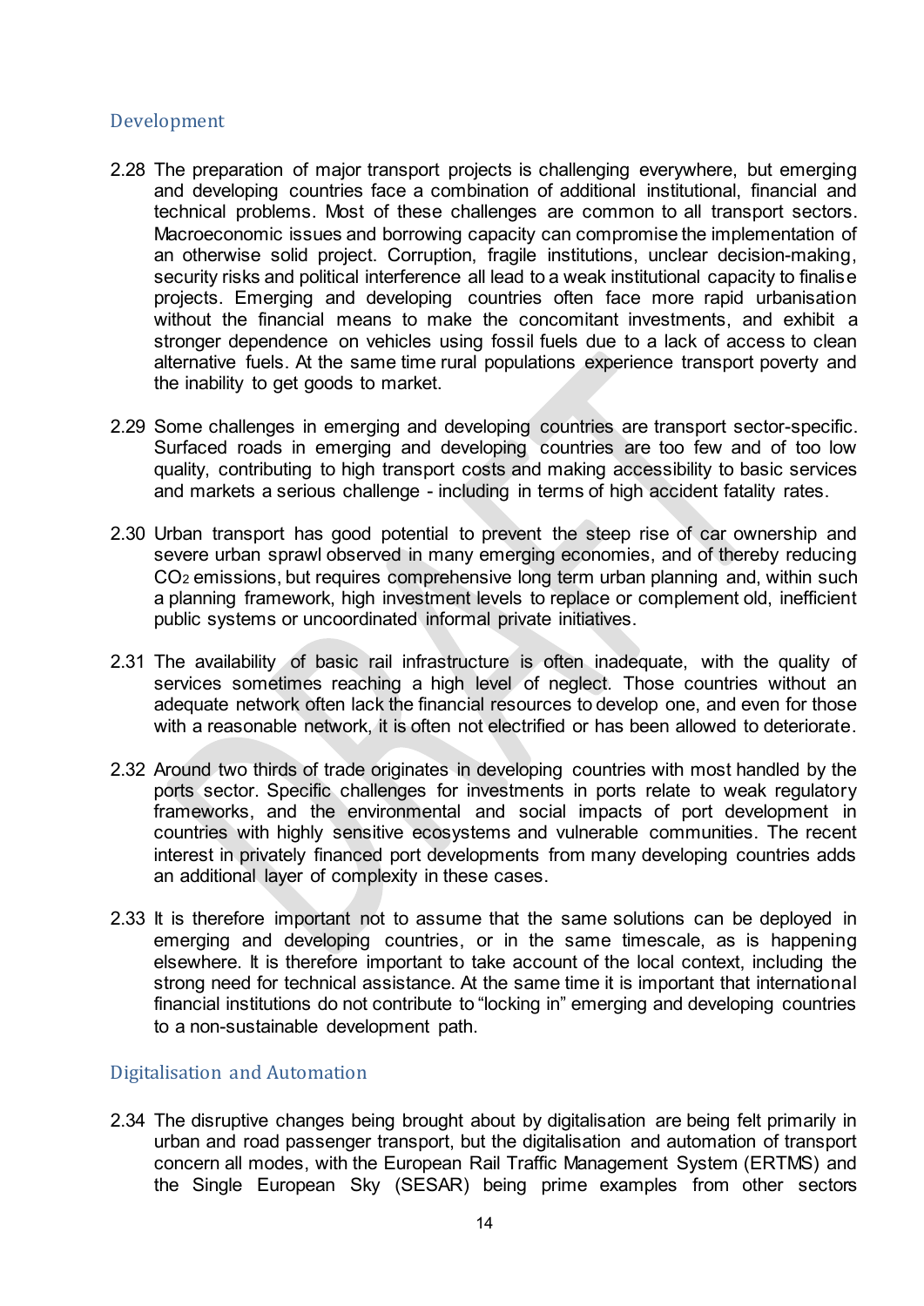## Development

2.28 The preparation of major transport projects is challenging everywhere, but emerging and developing countries face a combination of additional institutional, financial and technical problems. Most of these challenges are common to all transport sectors. Macroeconomic issues and borrowing capacity can compromise the implementation of an otherwise solid project. Corruption, fragile institutions, unclear decision-making, security risks and political interference all lead to a weak institutional capacity to finalise projects. Emerging and developing countries often face more rapid urbanisation without the financial means to make the concomitant investments, and exhibit a stronger dependence on vehicles using fossil fuels due to a lack of access to clean alternative fuels. At the same time rural populations experience transport poverty and the inability to get goods to market.

2.29 Some challenges in emerging and developing countries are transport sector-specific. Surfaced roads in emerging and developing countries are too few and of too low quality, contributing to high transport costs and making accessibility to basic services and markets a serious challenge - including in terms of high accident fatality rates.

2.30 Urban transport has good potential to prevent the steep rise of car ownership and severe urban sprawl observed in many emerging economies, and of thereby reducing $CO_2$ emissions, but requires comprehensive long term urban planning and, within such a planning framework, high investment levels to replace or complement old, inefficient public systems or uncoordinated informal private initiatives.

2.31 The availability of basic rail infrastructure is often inadequate, with the quality of services sometimes reaching a high level of neglect. Those countries without an adequate network often lack the financial resources to develop one, and even for those with a reasonable network, it is often not electrified or has been allowed to deteriorate.

2.32 Around two thirds of trade originates in developing countries with most handled by the ports sector. Specific challenges for investments in ports relate to weak regulatory frameworks, and the environmental and social impacts of port development in countries with highly sensitive ecosystems and vulnerable communities. The recent interest in privately financed port developments from many developing countries adds an additional layer of complexity in these cases.

2.33 It is therefore important not to assume that the same solutions can be deployed in emerging and developing countries, or in the same timescale, as is happening elsewhere. It is therefore important to take account of the local context, including the strong need for technical assistance. At the same time it is important that international financial institutions do not contribute to "locking in" emerging and developing countries to a non-sustainable development path.

## Digitalisation and Automation

2.34 The disruptive changes being brought about by digitalisation are being felt primarily in urban and road passenger transport, but the digitalisation and automation of transport concern all modes, with the European Rail Traffic Management System (ERTMS) and the Single European Sky (SESAR) being prime examples from other sectors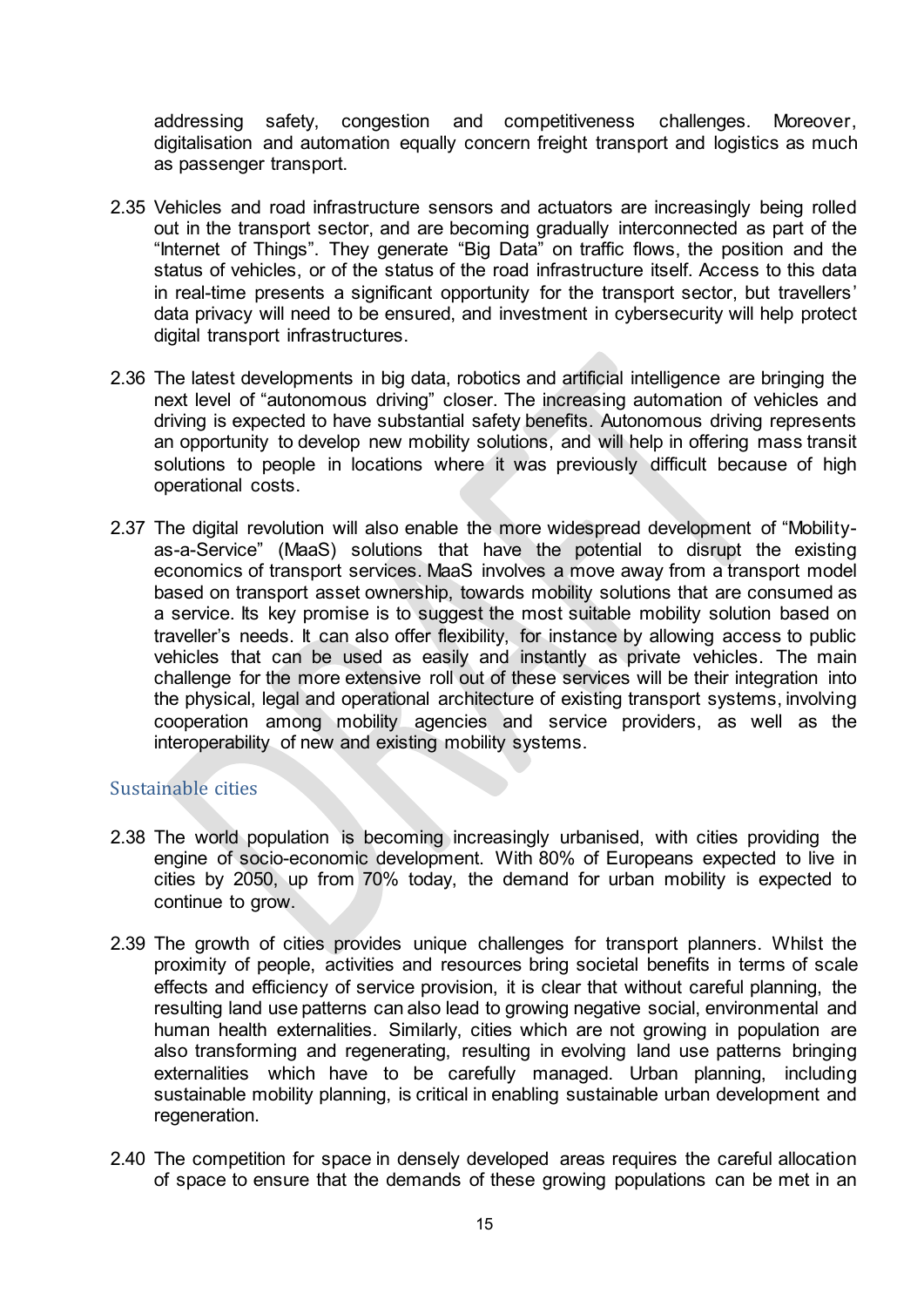addressing safety, congestion and competitiveness challenges. Moreover, digitalisation and automation equally concern freight transport and logistics as much as passenger transport.

2.35 Vehicles and road infrastructure sensors and actuators are increasingly being rolled out in the transport sector, and are becoming gradually interconnected as part of the "Internet of Things". They generate "Big Data" on traffic flows, the position and the status of vehicles, or of the status of the road infrastructure itself. Access to this data in real-time presents a significant opportunity for the transport sector, but travellers' data privacy will need to be ensured, and investment in cybersecurity will help protect digital transport infrastructures.

2.36 The latest developments in big data, robotics and artificial intelligence are bringing the next level of "autonomous driving" closer. The increasing automation of vehicles and driving is expected to have substantial safety benefits. Autonomous driving represents an opportunity to develop new mobility solutions, and will help in offering mass transit solutions to people in locations where it was previously difficult because of high operational costs.

2.37 The digital revolution will also enable the more widespread development of "Mobility-as-a-Service" (MaaS) solutions that have the potential to disrupt the existing economics of transport services. MaaS involves a move away from a transport model based on transport asset ownership, towards mobility solutions that are consumed as a service. Its key promise is to suggest the most suitable mobility solution based on traveller's needs. It can also offer flexibility, for instance by allowing access to public vehicles that can be used as easily and instantly as private vehicles. The main challenge for the more extensive roll out of these services will be their integration into the physical, legal and operational architecture of existing transport systems, involving cooperation among mobility agencies and service providers, as well as the interoperability of new and existing mobility systems.

## Sustainable cities

2.38 The world population is becoming increasingly urbanised, with cities providing the engine of socio-economic development. With 80% of Europeans expected to live in cities by 2050, up from 70% today, the demand for urban mobility is expected to continue to grow.

2.39 The growth of cities provides unique challenges for transport planners. Whilst the proximity of people, activities and resources bring societal benefits in terms of scale effects and efficiency of service provision, it is clear that without careful planning, the resulting land use patterns can also lead to growing negative social, environmental and human health externalities. Similarly, cities which are not growing in population are also transforming and regenerating, resulting in evolving land use patterns bringing externalities which have to be carefully managed. Urban planning, including sustainable mobility planning, is critical in enabling sustainable urban development and regeneration.

2.40 The competition for space in densely developed areas requires the careful allocation of space to ensure that the demands of these growing populations can be met in an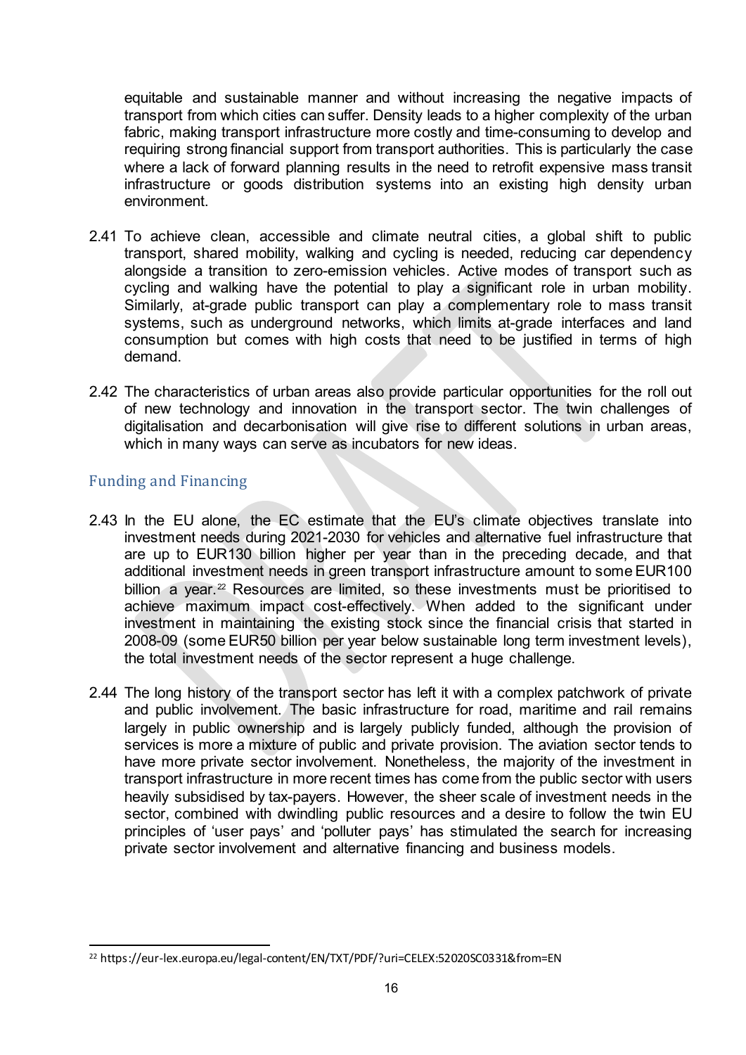equitable and sustainable manner and without increasing the negative impacts of transport from which cities can suffer. Density leads to a higher complexity of the urban fabric, making transport infrastructure more costly and time-consuming to develop and requiring strong financial support from transport authorities. This is particularly the case where a lack of forward planning results in the need to retrofit expensive mass transit infrastructure or goods distribution systems into an existing high density urban environment.

2.41 To achieve clean, accessible and climate neutral cities, a global shift to public transport, shared mobility, walking and cycling is needed, reducing car dependency alongside a transition to zero-emission vehicles. Active modes of transport such as cycling and walking have the potential to play a significant role in urban mobility. Similarly, at-grade public transport can play a complementary role to mass transit systems, such as underground networks, which limits at-grade interfaces and land consumption but comes with high costs that need to be justified in terms of high demand.

2.42 The characteristics of urban areas also provide particular opportunities for the roll out of new technology and innovation in the transport sector. The twin challenges of digitalisation and decarbonisation will give rise to different solutions in urban areas, which in many ways can serve as incubators for new ideas.

## Funding and Financing

2.43 In the EU alone, the EC estimate that the EU's climate objectives translate into investment needs during 2021-2030 for vehicles and alternative fuel infrastructure that are up to EUR130 billion higher per year than in the preceding decade, and that additional investment needs in green transport infrastructure amount to some EUR100 billion a year.[22] Resources are limited, so these investments must be prioritised to achieve maximum impact cost-effectively. When added to the significant under investment in maintaining the existing stock since the financial crisis that started in 2008-09 (some EUR50 billion per year below sustainable long term investment levels), the total investment needs of the sector represent a huge challenge.

2.44 The long history of the transport sector has left it with a complex patchwork of private and public involvement. The basic infrastructure for road, maritime and rail remains largely in public ownership and is largely publicly funded, although the provision of services is more a mixture of public and private provision. The aviation sector tends to have more private sector involvement. Nonetheless, the majority of the investment in transport infrastructure in more recent times has come from the public sector with users heavily subsidised by tax-payers. However, the sheer scale of investment needs in the sector, combined with dwindling public resources and a desire to follow the twin EU principles of 'user pays' and 'polluter pays' has stimulated the search for increasing private sector involvement and alternative financing and business models.

[22] https://eur-lex.europa.eu/legal-content/EN/TXT/PDF/?uri=CELEX:52020SC0331&from=EN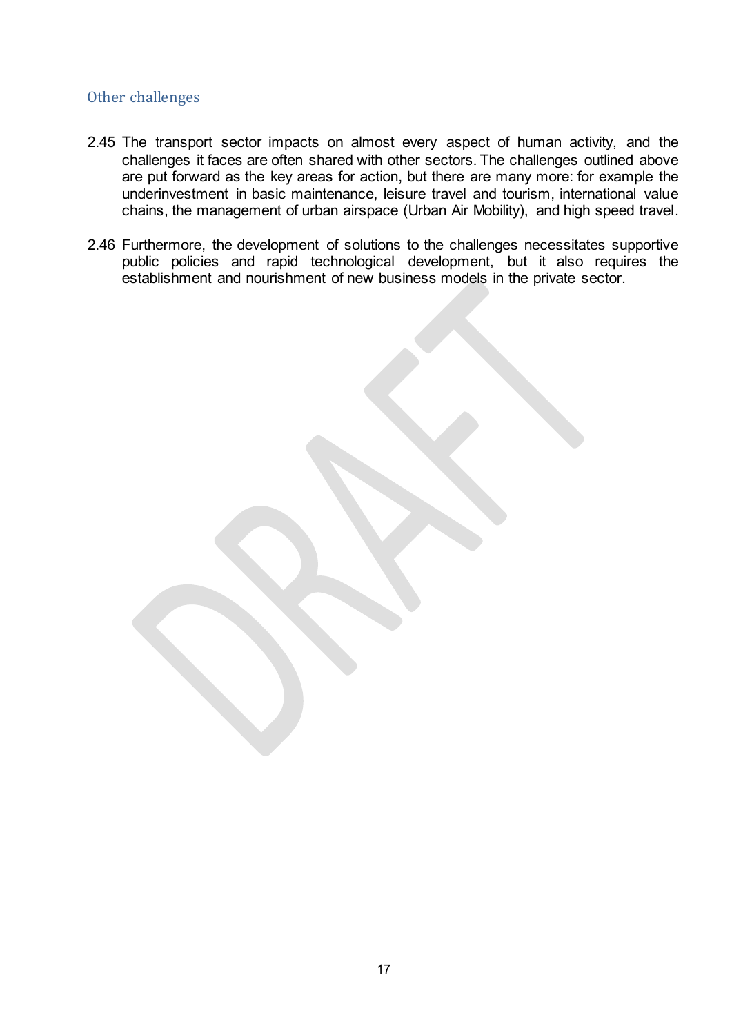## Other challenges

2.45 The transport sector impacts on almost every aspect of human activity, and the challenges it faces are often shared with other sectors. The challenges outlined above are put forward as the key areas for action, but there are many more: for example the underinvestment in basic maintenance, leisure travel and tourism, international value chains, the management of urban airspace (Urban Air Mobility), and high speed travel.

2.46 Furthermore, the development of solutions to the challenges necessitates supportive public policies and rapid technological development, but it also requires the establishment and nourishment of new business models in the private sector.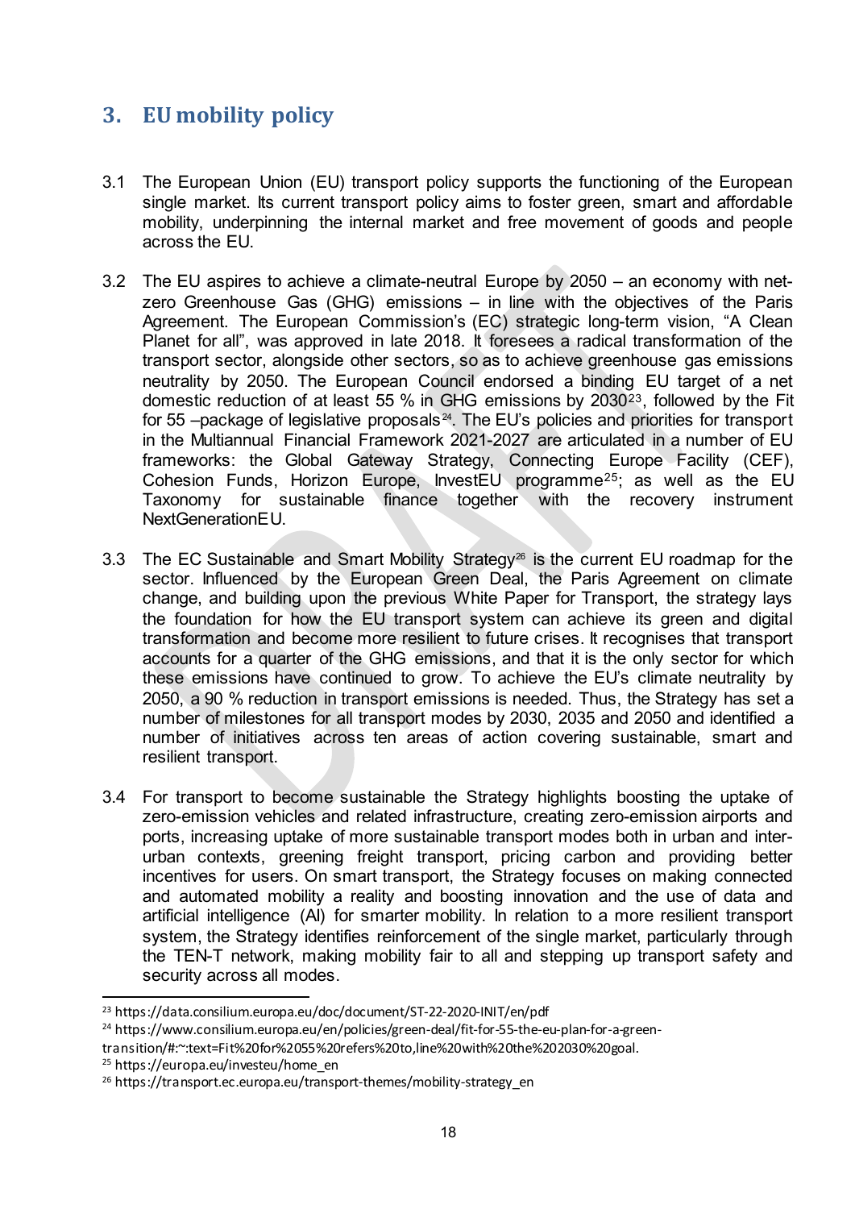## 3. EU mobility policy

3.1 The European Union (EU) transport policy supports the functioning of the European single market. Its current transport policy aims to foster green, smart and affordable mobility, underpinning the internal market and free movement of goods and people across the EU.

3.2 The EU aspires to achieve a climate-neutral Europe by 2050 – an economy with net-zero Greenhouse Gas (GHG) emissions – in line with the objectives of the Paris Agreement. The European Commission's (EC) strategic long-term vision, "A Clean Planet for all", was approved in late 2018. It foresees a radical transformation of the transport sector, alongside other sectors, so as to achieve greenhouse gas emissions neutrality by 2050. The European Council endorsed a binding EU target of a net domestic reduction of at least 55 % in GHG emissions by 2030[23], followed by the Fit for 55 –package of legislative proposals[24]. The EU's policies and priorities for transport in the Multiannual Financial Framework 2021-2027 are articulated in a number of EU frameworks: the Global Gateway Strategy, Connecting Europe Facility (CEF), Cohesion Funds, Horizon Europe, InvestEU programme[25]; as well as the EU Taxonomy for sustainable finance together with the recovery instrument NextGenerationEU.

3.3 The EC Sustainable and Smart Mobility Strategy[26] is the current EU roadmap for the sector. Influenced by the European Green Deal, the Paris Agreement on climate change, and building upon the previous White Paper for Transport, the strategy lays the foundation for how the EU transport system can achieve its green and digital transformation and become more resilient to future crises. It recognises that transport accounts for a quarter of the GHG emissions, and that it is the only sector for which these emissions have continued to grow. To achieve the EU's climate neutrality by 2050, a 90 % reduction in transport emissions is needed. Thus, the Strategy has set a number of milestones for all transport modes by 2030, 2035 and 2050 and identified a number of initiatives across ten areas of action covering sustainable, smart and resilient transport.

3.4 For transport to become sustainable the Strategy highlights boosting the uptake of zero-emission vehicles and related infrastructure, creating zero-emission airports and ports, increasing uptake of more sustainable transport modes both in urban and inter-urban contexts, greening freight transport, pricing carbon and providing better incentives for users. On smart transport, the Strategy focuses on making connected and automated mobility a reality and boosting innovation and the use of data and artificial intelligence (AI) for smarter mobility. In relation to a more resilient transport system, the Strategy identifies reinforcement of the single market, particularly through the TEN-T network, making mobility fair to all and stepping up transport safety and security across all modes.

---

[23] https://data.consilium.europa.eu/doc/document/ST-22-2020-INIT/en/pdf

[24] https://www.consilium.europa.eu/en/policies/green-deal/fit-for-55-the-eu-plan-for-a-green-transition/#:~:text=Fit%20for%2055%20refers%20to,line%20with%20the%202030%20goal.

[25] https://europa.eu/investeu/home_en

[26] https://transport.ec.europa.eu/transport-themes/mobility-strategy_en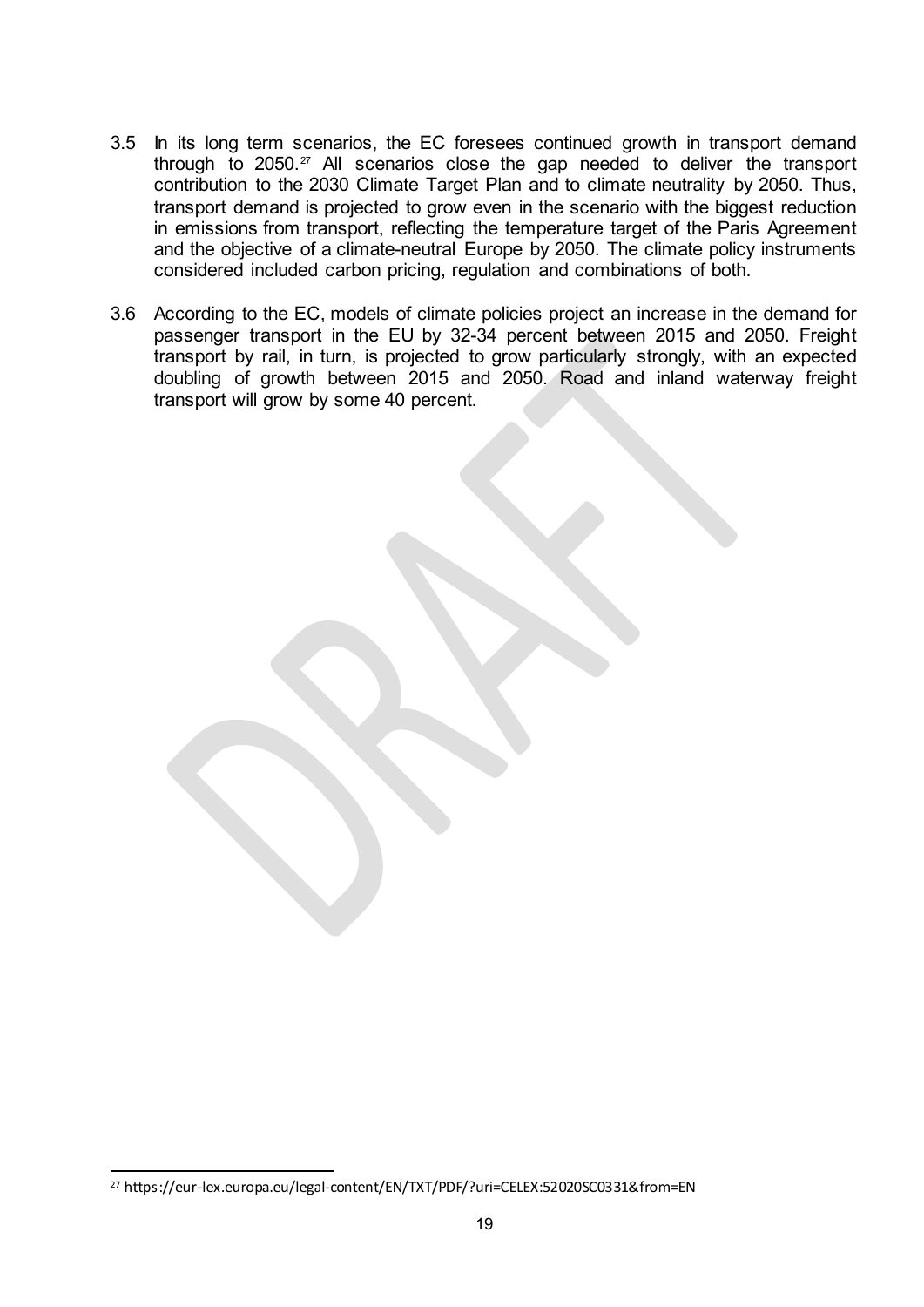3.5 In its long term scenarios, the EC foresees continued growth in transport demand through to 2050.[27] All scenarios close the gap needed to deliver the transport contribution to the 2030 Climate Target Plan and to climate neutrality by 2050. Thus, transport demand is projected to grow even in the scenario with the biggest reduction in emissions from transport, reflecting the temperature target of the Paris Agreement and the objective of a climate-neutral Europe by 2050. The climate policy instruments considered included carbon pricing, regulation and combinations of both.

3.6 According to the EC, models of climate policies project an increase in the demand for passenger transport in the EU by 32-34 percent between 2015 and 2050. Freight transport by rail, in turn, is projected to grow particularly strongly, with an expected doubling of growth between 2015 and 2050. Road and inland waterway freight transport will grow by some 40 percent.

[27] https://eur-lex.europa.eu/legal-content/EN/TXT/PDF/?uri=CELEX:52020SC0331&from=EN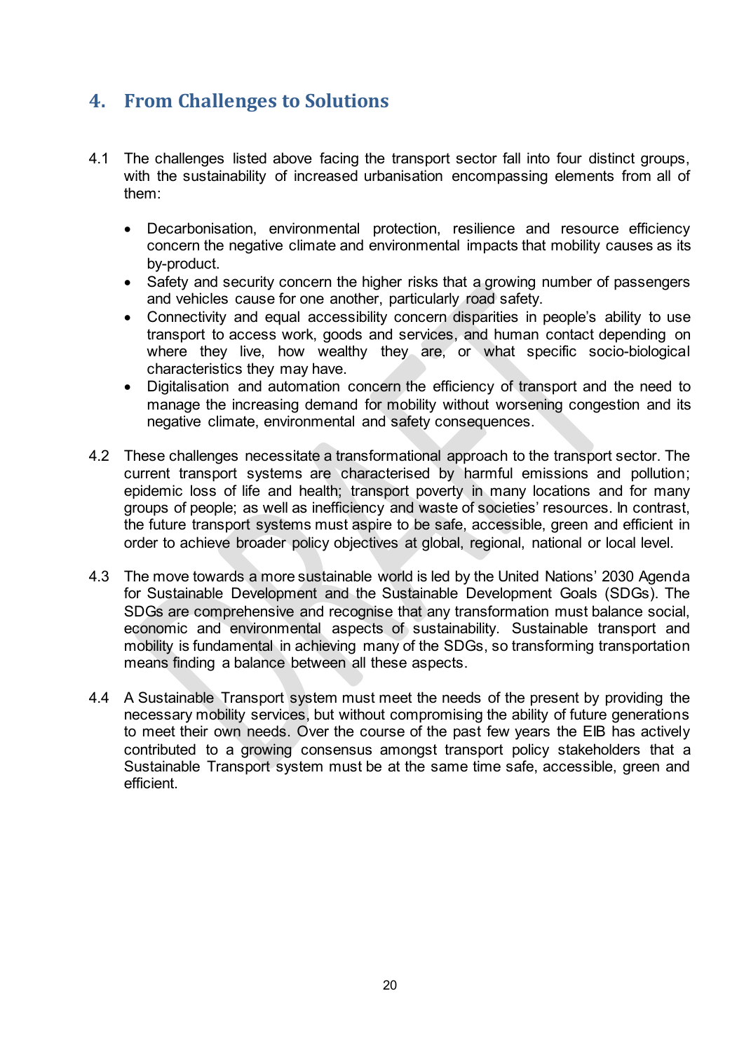# 4. From Challenges to Solutions

4.1 The challenges listed above facing the transport sector fall into four distinct groups, with the sustainability of increased urbanisation encompassing elements from all of them:

- Decarbonisation, environmental protection, resilience and resource efficiency concern the negative climate and environmental impacts that mobility causes as its by-product.
- Safety and security concern the higher risks that a growing number of passengers and vehicles cause for one another, particularly road safety.
- Connectivity and equal accessibility concern disparities in people's ability to use transport to access work, goods and services, and human contact depending on where they live, how wealthy they are, or what specific socio-biological characteristics they may have.
- Digitalisation and automation concern the efficiency of transport and the need to manage the increasing demand for mobility without worsening congestion and its negative climate, environmental and safety consequences.

4.2 These challenges necessitate a transformational approach to the transport sector. The current transport systems are characterised by harmful emissions and pollution; epidemic loss of life and health; transport poverty in many locations and for many groups of people; as well as inefficiency and waste of societies' resources. In contrast, the future transport systems must aspire to be safe, accessible, green and efficient in order to achieve broader policy objectives at global, regional, national or local level.

4.3 The move towards a more sustainable world is led by the United Nations' 2030 Agenda for Sustainable Development and the Sustainable Development Goals (SDGs). The SDGs are comprehensive and recognise that any transformation must balance social, economic and environmental aspects of sustainability. Sustainable transport and mobility is fundamental in achieving many of the SDGs, so transforming transportation means finding a balance between all these aspects.

4.4 A Sustainable Transport system must meet the needs of the present by providing the necessary mobility services, but without compromising the ability of future generations to meet their own needs. Over the course of the past few years the EIB has actively contributed to a growing consensus amongst transport policy stakeholders that a Sustainable Transport system must be at the same time safe, accessible, green and efficient.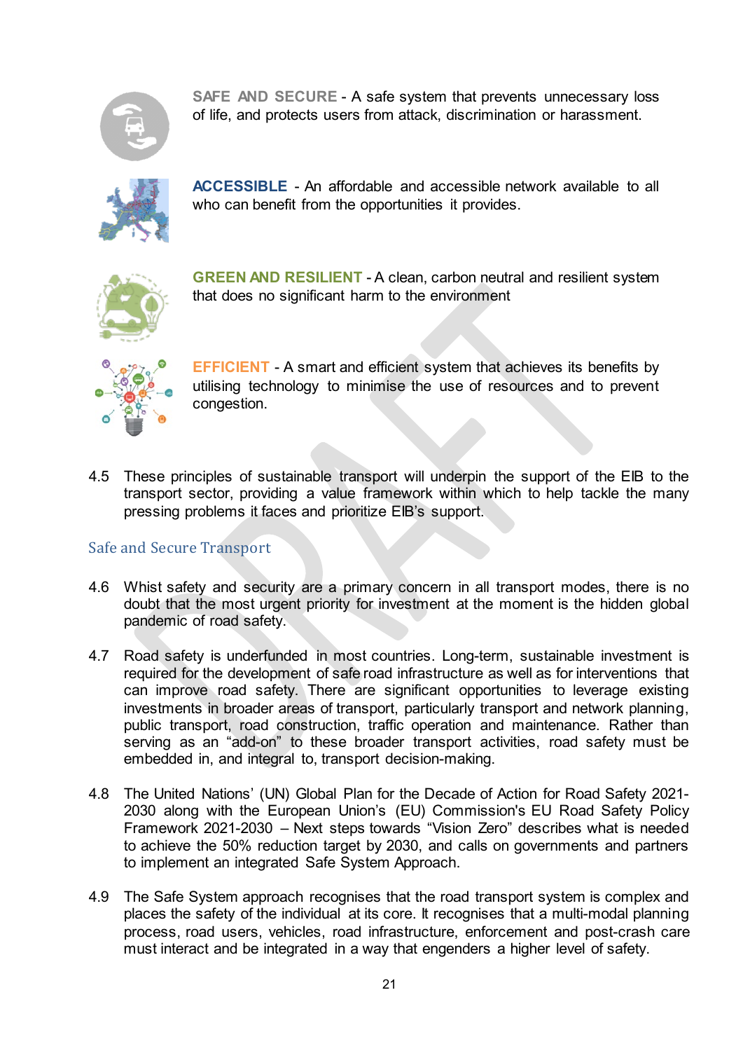**SAFE AND SECURE** - A safe system that prevents unnecessary loss of life, and protects users from attack, discrimination or harassment.

**ACCESSIBLE** - An affordable and accessible network available to all who can benefit from the opportunities it provides.

**GREEN AND RESILIENT** - A clean, carbon neutral and resilient system that does no significant harm to the environment

**EFFICIENT** - A smart and efficient system that achieves its benefits by utilising technology to minimise the use of resources and to prevent congestion.

4.5 These principles of sustainable transport will underpin the support of the EIB to the transport sector, providing a value framework within which to help tackle the many pressing problems it faces and prioritize EIB's support.

## Safe and Secure Transport

4.6 Whist safety and security are a primary concern in all transport modes, there is no doubt that the most urgent priority for investment at the moment is the hidden global pandemic of road safety.

4.7 Road safety is underfunded in most countries. Long-term, sustainable investment is required for the development of safe road infrastructure as well as for interventions that can improve road safety. There are significant opportunities to leverage existing investments in broader areas of transport, particularly transport and network planning, public transport, road construction, traffic operation and maintenance. Rather than serving as an "add-on" to these broader transport activities, road safety must be embedded in, and integral to, transport decision-making.

4.8 The United Nations' (UN) Global Plan for the Decade of Action for Road Safety 2021-2030 along with the European Union's (EU) Commission's EU Road Safety Policy Framework 2021-2030 – Next steps towards "Vision Zero" describes what is needed to achieve the 50% reduction target by 2030, and calls on governments and partners to implement an integrated Safe System Approach.

4.9 The Safe System approach recognises that the road transport system is complex and places the safety of the individual at its core. It recognises that a multi-modal planning process, road users, vehicles, road infrastructure, enforcement and post-crash care must interact and be integrated in a way that engenders a higher level of safety.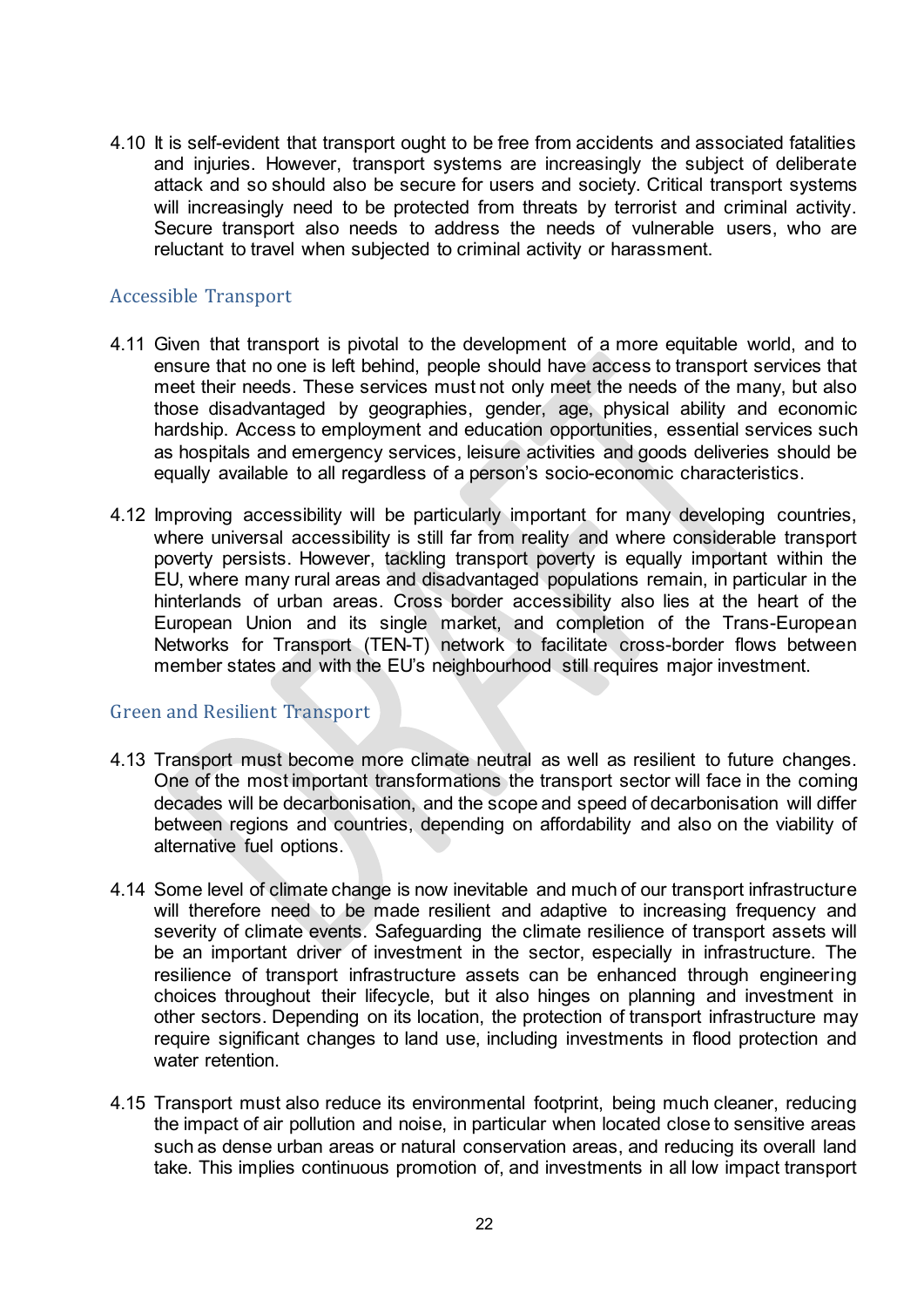4.10 It is self-evident that transport ought to be free from accidents and associated fatalities and injuries. However, transport systems are increasingly the subject of deliberate attack and so should also be secure for users and society. Critical transport systems will increasingly need to be protected from threats by terrorist and criminal activity. Secure transport also needs to address the needs of vulnerable users, who are reluctant to travel when subjected to criminal activity or harassment.

## Accessible Transport

4.11 Given that transport is pivotal to the development of a more equitable world, and to ensure that no one is left behind, people should have access to transport services that meet their needs. These services must not only meet the needs of the many, but also those disadvantaged by geographies, gender, age, physical ability and economic hardship. Access to employment and education opportunities, essential services such as hospitals and emergency services, leisure activities and goods deliveries should be equally available to all regardless of a person's socio-economic characteristics.

4.12 Improving accessibility will be particularly important for many developing countries, where universal accessibility is still far from reality and where considerable transport poverty persists. However, tackling transport poverty is equally important within the EU, where many rural areas and disadvantaged populations remain, in particular in the hinterlands of urban areas. Cross border accessibility also lies at the heart of the European Union and its single market, and completion of the Trans-European Networks for Transport (TEN-T) network to facilitate cross-border flows between member states and with the EU's neighbourhood still requires major investment.

## Green and Resilient Transport

4.13 Transport must become more climate neutral as well as resilient to future changes. One of the most important transformations the transport sector will face in the coming decades will be decarbonisation, and the scope and speed of decarbonisation will differ between regions and countries, depending on affordability and also on the viability of alternative fuel options.

4.14 Some level of climate change is now inevitable and much of our transport infrastructure will therefore need to be made resilient and adaptive to increasing frequency and severity of climate events. Safeguarding the climate resilience of transport assets will be an important driver of investment in the sector, especially in infrastructure. The resilience of transport infrastructure assets can be enhanced through engineering choices throughout their lifecycle, but it also hinges on planning and investment in other sectors. Depending on its location, the protection of transport infrastructure may require significant changes to land use, including investments in flood protection and water retention.

4.15 Transport must also reduce its environmental footprint, being much cleaner, reducing the impact of air pollution and noise, in particular when located close to sensitive areas such as dense urban areas or natural conservation areas, and reducing its overall land take. This implies continuous promotion of, and investments in all low impact transport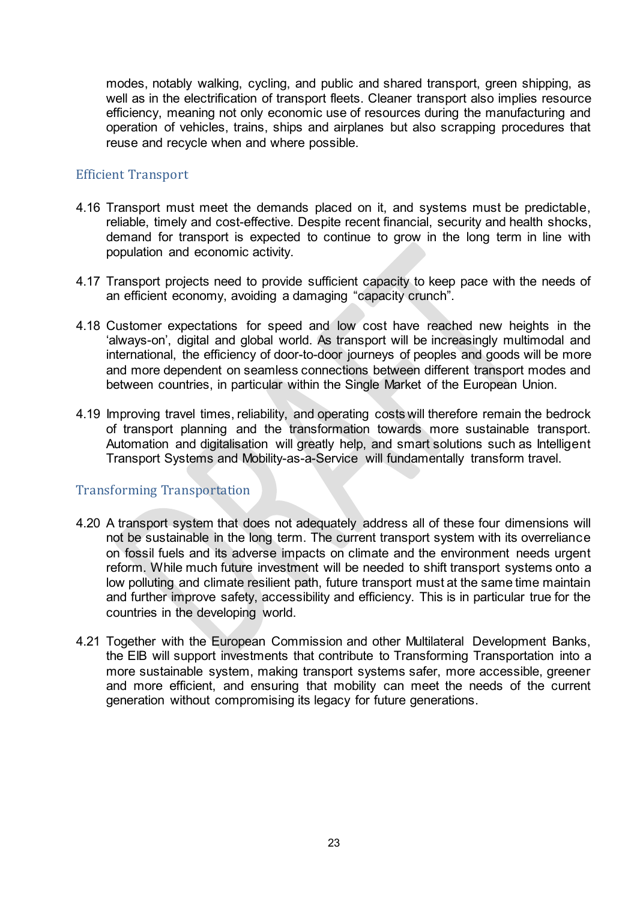modes, notably walking, cycling, and public and shared transport, green shipping, as well as in the electrification of transport fleets. Cleaner transport also implies resource efficiency, meaning not only economic use of resources during the manufacturing and operation of vehicles, trains, ships and airplanes but also scrapping procedures that reuse and recycle when and where possible.

### Efficient Transport

4.16 Transport must meet the demands placed on it, and systems must be predictable, reliable, timely and cost-effective. Despite recent financial, security and health shocks, demand for transport is expected to continue to grow in the long term in line with population and economic activity.

4.17 Transport projects need to provide sufficient capacity to keep pace with the needs of an efficient economy, avoiding a damaging "capacity crunch".

4.18 Customer expectations for speed and low cost have reached new heights in the 'always-on', digital and global world. As transport will be increasingly multimodal and international, the efficiency of door-to-door journeys of peoples and goods will be more and more dependent on seamless connections between different transport modes and between countries, in particular within the Single Market of the European Union.

4.19 Improving travel times, reliability, and operating costs will therefore remain the bedrock of transport planning and the transformation towards more sustainable transport. Automation and digitalisation will greatly help, and smart solutions such as Intelligent Transport Systems and Mobility-as-a-Service will fundamentally transform travel.

### Transforming Transportation

4.20 A transport system that does not adequately address all of these four dimensions will not be sustainable in the long term. The current transport system with its overreliance on fossil fuels and its adverse impacts on climate and the environment needs urgent reform. While much future investment will be needed to shift transport systems onto a low polluting and climate resilient path, future transport must at the same time maintain and further improve safety, accessibility and efficiency. This is in particular true for the countries in the developing world.

4.21 Together with the European Commission and other Multilateral Development Banks, the EIB will support investments that contribute to Transforming Transportation into a more sustainable system, making transport systems safer, more accessible, greener and more efficient, and ensuring that mobility can meet the needs of the current generation without compromising its legacy for future generations.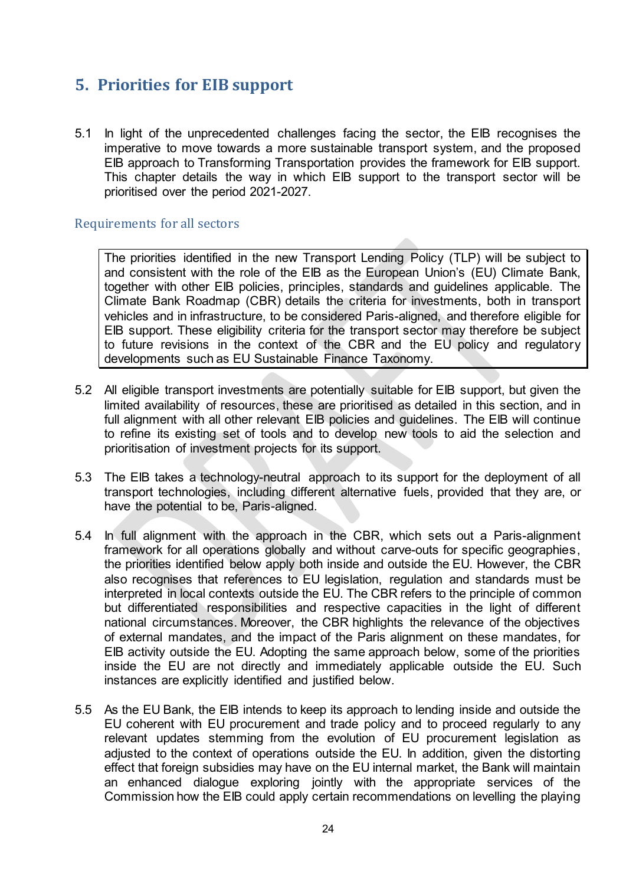# 5. Priorities for EIB support

5.1 In light of the unprecedented challenges facing the sector, the EIB recognises the imperative to move towards a more sustainable transport system, and the proposed EIB approach to Transforming Transportation provides the framework for EIB support. This chapter details the way in which EIB support to the transport sector will be prioritised over the period 2021-2027.

## Requirements for all sectors

> The priorities identified in the new Transport Lending Policy (TLP) will be subject to and consistent with the role of the EIB as the European Union's (EU) Climate Bank, together with other EIB policies, principles, standards and guidelines applicable. The Climate Bank Roadmap (CBR) details the criteria for investments, both in transport vehicles and in infrastructure, to be considered Paris-aligned, and therefore eligible for EIB support. These eligibility criteria for the transport sector may therefore be subject to future revisions in the context of the CBR and the EU policy and regulatory developments such as EU Sustainable Finance Taxonomy.

5.2 All eligible transport investments are potentially suitable for EIB support, but given the limited availability of resources, these are prioritised as detailed in this section, and in full alignment with all other relevant EIB policies and guidelines. The EIB will continue to refine its existing set of tools and to develop new tools to aid the selection and prioritisation of investment projects for its support.

5.3 The EIB takes a technology-neutral approach to its support for the deployment of all transport technologies, including different alternative fuels, provided that they are, or have the potential to be, Paris-aligned.

5.4 In full alignment with the approach in the CBR, which sets out a Paris-alignment framework for all operations globally and without carve-outs for specific geographies, the priorities identified below apply both inside and outside the EU. However, the CBR also recognises that references to EU legislation, regulation and standards must be interpreted in local contexts outside the EU. The CBR refers to the principle of common but differentiated responsibilities and respective capacities in the light of different national circumstances. Moreover, the CBR highlights the relevance of the objectives of external mandates, and the impact of the Paris alignment on these mandates, for EIB activity outside the EU. Adopting the same approach below, some of the priorities inside the EU are not directly and immediately applicable outside the EU. Such instances are explicitly identified and justified below.

5.5 As the EU Bank, the EIB intends to keep its approach to lending inside and outside the EU coherent with EU procurement and trade policy and to proceed regularly to any relevant updates stemming from the evolution of EU procurement legislation as adjusted to the context of operations outside the EU. In addition, given the distorting effect that foreign subsidies may have on the EU internal market, the Bank will maintain an enhanced dialogue exploring jointly with the appropriate services of the Commission how the EIB could apply certain recommendations on levelling the playing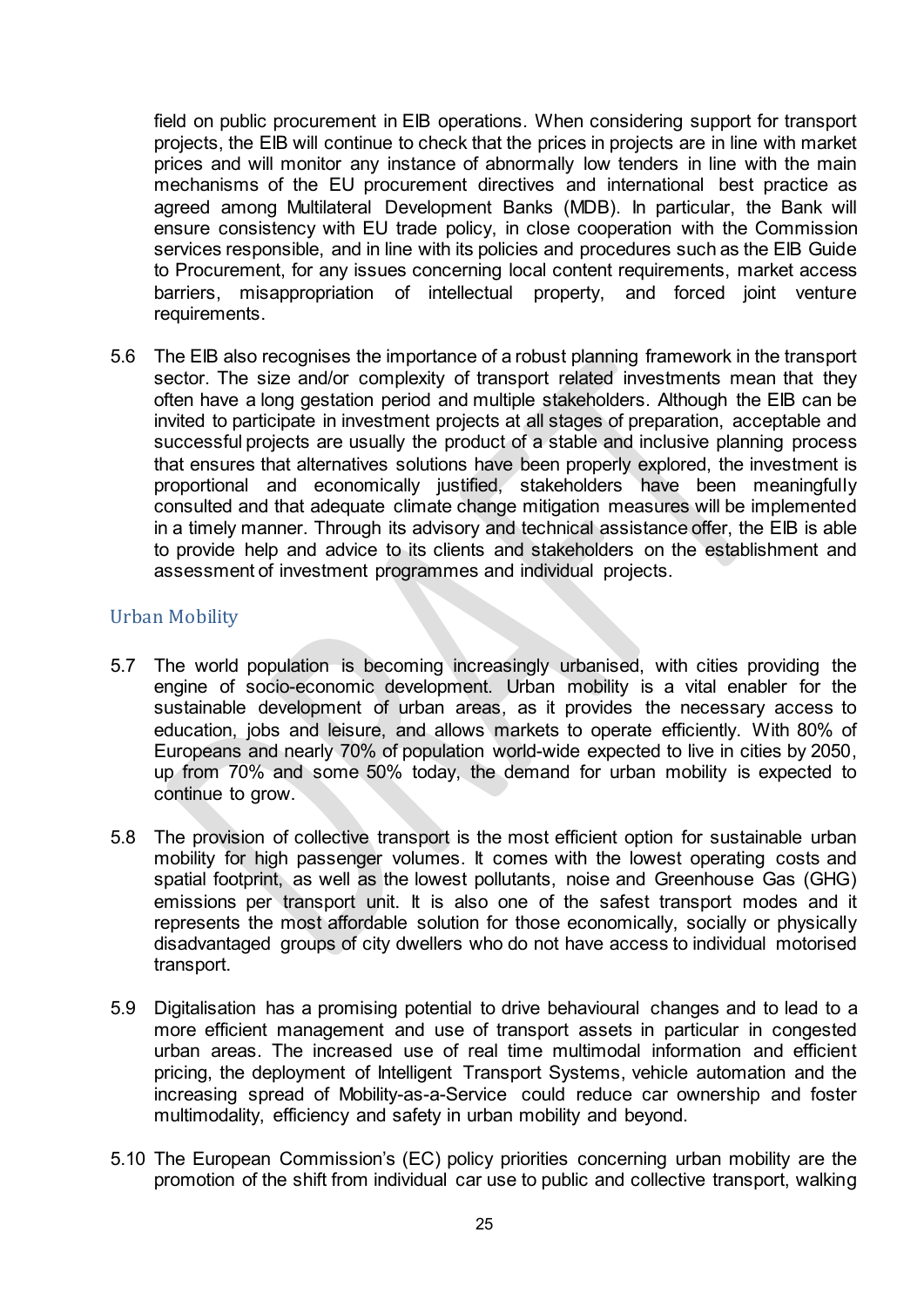field on public procurement in EIB operations. When considering support for transport projects, the EIB will continue to check that the prices in projects are in line with market prices and will monitor any instance of abnormally low tenders in line with the main mechanisms of the EU procurement directives and international best practice as agreed among Multilateral Development Banks (MDB). In particular, the Bank will ensure consistency with EU trade policy, in close cooperation with the Commission services responsible, and in line with its policies and procedures such as the EIB Guide to Procurement, for any issues concerning local content requirements, market access barriers, misappropriation of intellectual property, and forced joint venture requirements.

5.6 The EIB also recognises the importance of a robust planning framework in the transport sector. The size and/or complexity of transport related investments mean that they often have a long gestation period and multiple stakeholders. Although the EIB can be invited to participate in investment projects at all stages of preparation, acceptable and successful projects are usually the product of a stable and inclusive planning process that ensures that alternatives solutions have been properly explored, the investment is proportional and economically justified, stakeholders have been meaningfully consulted and that adequate climate change mitigation measures will be implemented in a timely manner. Through its advisory and technical assistance offer, the EIB is able to provide help and advice to its clients and stakeholders on the establishment and assessment of investment programmes and individual projects.

### Urban Mobility

5.7 The world population is becoming increasingly urbanised, with cities providing the engine of socio-economic development. Urban mobility is a vital enabler for the sustainable development of urban areas, as it provides the necessary access to education, jobs and leisure, and allows markets to operate efficiently. With 80% of Europeans and nearly 70% of population world-wide expected to live in cities by 2050, up from 70% and some 50% today, the demand for urban mobility is expected to continue to grow.

5.8 The provision of collective transport is the most efficient option for sustainable urban mobility for high passenger volumes. It comes with the lowest operating costs and spatial footprint, as well as the lowest pollutants, noise and Greenhouse Gas (GHG) emissions per transport unit. It is also one of the safest transport modes and it represents the most affordable solution for those economically, socially or physically disadvantaged groups of city dwellers who do not have access to individual motorised transport.

5.9 Digitalisation has a promising potential to drive behavioural changes and to lead to a more efficient management and use of transport assets in particular in congested urban areas. The increased use of real time multimodal information and efficient pricing, the deployment of Intelligent Transport Systems, vehicle automation and the increasing spread of Mobility-as-a-Service could reduce car ownership and foster multimodality, efficiency and safety in urban mobility and beyond.

5.10 The European Commission's (EC) policy priorities concerning urban mobility are the promotion of the shift from individual car use to public and collective transport, walking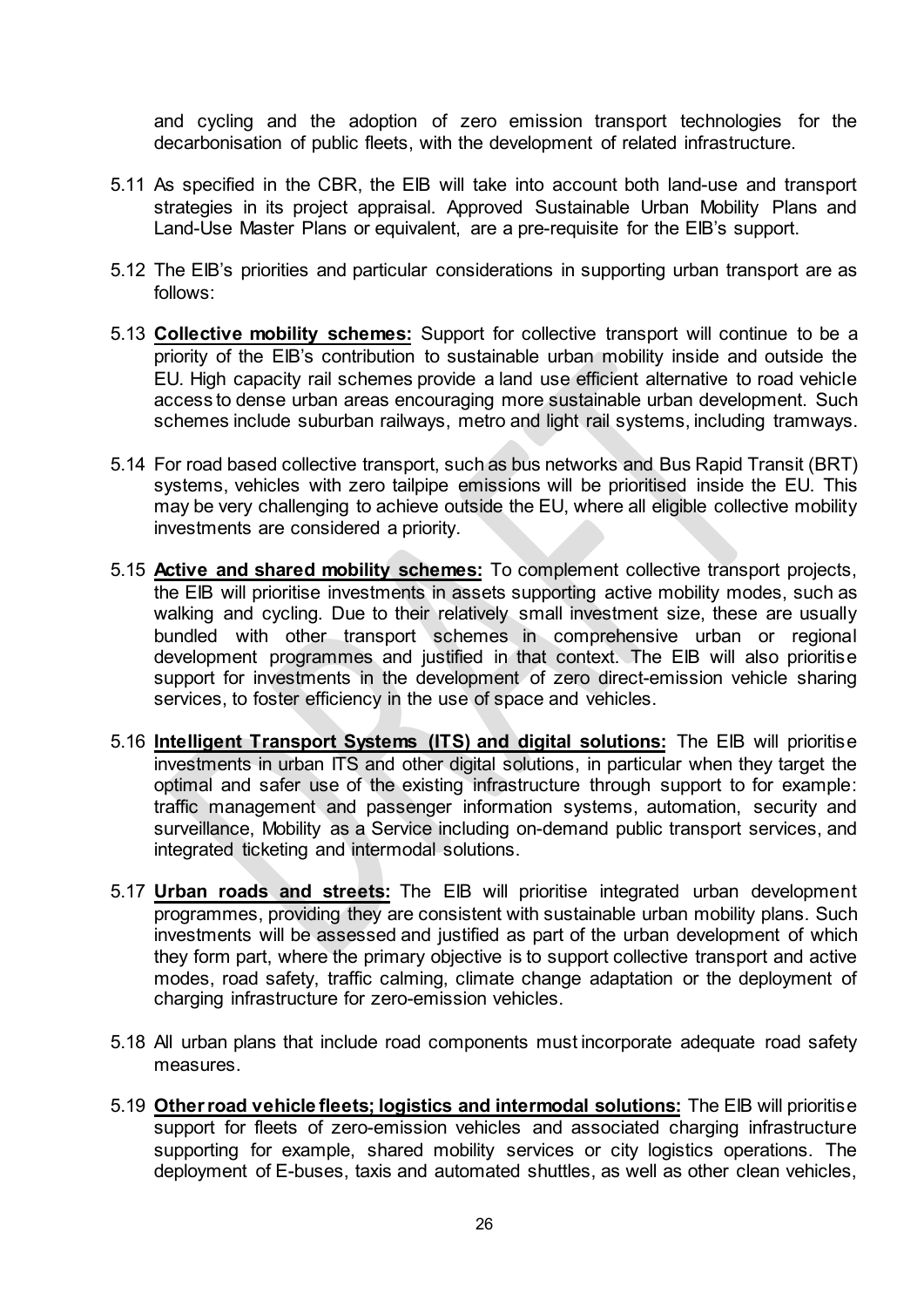and cycling and the adoption of zero emission transport technologies for the decarbonisation of public fleets, with the development of related infrastructure.

5.11 As specified in the CBR, the EIB will take into account both land-use and transport strategies in its project appraisal. Approved Sustainable Urban Mobility Plans and Land-Use Master Plans or equivalent, are a pre-requisite for the EIB's support.

5.12 The EIB's priorities and particular considerations in supporting urban transport are as follows:

5.13 **Collective mobility schemes:** Support for collective transport will continue to be a priority of the EIB's contribution to sustainable urban mobility inside and outside the EU. High capacity rail schemes provide a land use efficient alternative to road vehicle access to dense urban areas encouraging more sustainable urban development. Such schemes include suburban railways, metro and light rail systems, including tramways.

5.14 For road based collective transport, such as bus networks and Bus Rapid Transit (BRT) systems, vehicles with zero tailpipe emissions will be prioritised inside the EU. This may be very challenging to achieve outside the EU, where all eligible collective mobility investments are considered a priority.

5.15 **Active and shared mobility schemes:** To complement collective transport projects, the EIB will prioritise investments in assets supporting active mobility modes, such as walking and cycling. Due to their relatively small investment size, these are usually bundled with other transport schemes in comprehensive urban or regional development programmes and justified in that context. The EIB will also prioritise support for investments in the development of zero direct-emission vehicle sharing services, to foster efficiency in the use of space and vehicles.

5.16 **Intelligent Transport Systems (ITS) and digital solutions:** The EIB will prioritise investments in urban ITS and other digital solutions, in particular when they target the optimal and safer use of the existing infrastructure through support to for example: traffic management and passenger information systems, automation, security and surveillance, Mobility as a Service including on-demand public transport services, and integrated ticketing and intermodal solutions.

5.17 **Urban roads and streets:** The EIB will prioritise integrated urban development programmes, providing they are consistent with sustainable urban mobility plans. Such investments will be assessed and justified as part of the urban development of which they form part, where the primary objective is to support collective transport and active modes, road safety, traffic calming, climate change adaptation or the deployment of charging infrastructure for zero-emission vehicles.

5.18 All urban plans that include road components must incorporate adequate road safety measures.

5.19 **Other road vehicle fleets; logistics and intermodal solutions:** The EIB will prioritise support for fleets of zero-emission vehicles and associated charging infrastructure supporting for example, shared mobility services or city logistics operations. The deployment of E-buses, taxis and automated shuttles, as well as other clean vehicles,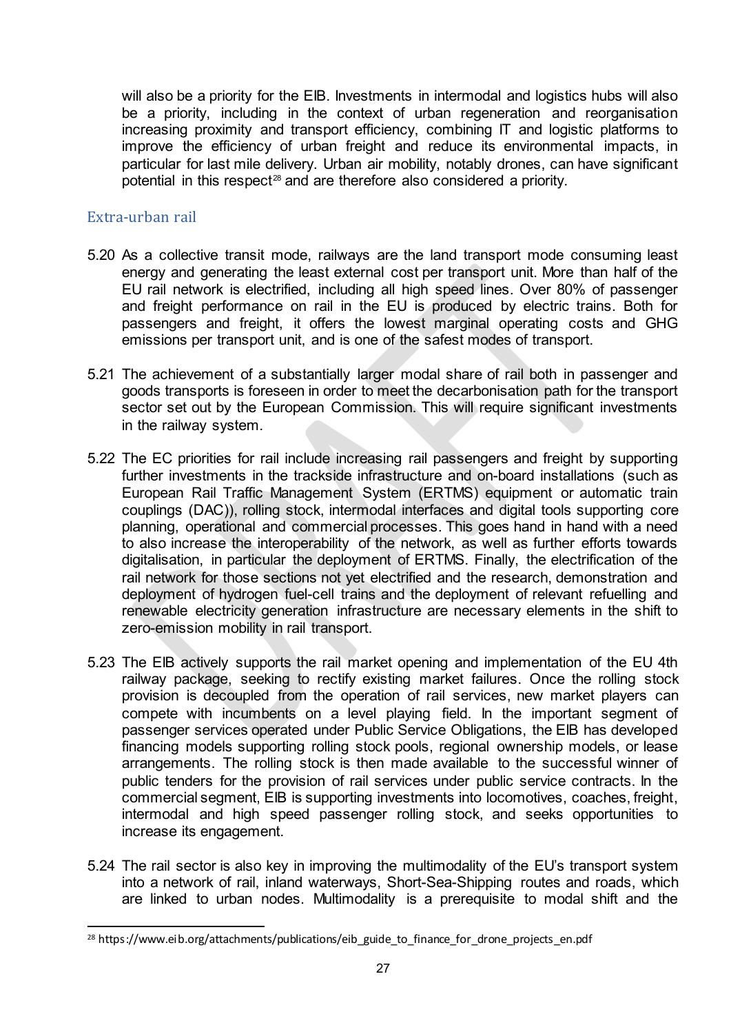will also be a priority for the EIB. Investments in intermodal and logistics hubs will also be a priority, including in the context of urban regeneration and reorganisation increasing proximity and transport efficiency, combining IT and logistic platforms to improve the efficiency of urban freight and reduce its environmental impacts, in particular for last mile delivery. Urban air mobility, notably drones, can have significant potential in this respect[28] and are therefore also considered a priority.

### Extra-urban rail

5.20 As a collective transit mode, railways are the land transport mode consuming least energy and generating the least external cost per transport unit. More than half of the EU rail network is electrified, including all high speed lines. Over 80% of passenger and freight performance on rail in the EU is produced by electric trains. Both for passengers and freight, it offers the lowest marginal operating costs and GHG emissions per transport unit, and is one of the safest modes of transport.

5.21 The achievement of a substantially larger modal share of rail both in passenger and goods transports is foreseen in order to meet the decarbonisation path for the transport sector set out by the European Commission. This will require significant investments in the railway system.

5.22 The EC priorities for rail include increasing rail passengers and freight by supporting further investments in the trackside infrastructure and on-board installations (such as European Rail Traffic Management System (ERTMS) equipment or automatic train couplings (DAC)), rolling stock, intermodal interfaces and digital tools supporting core planning, operational and commercial processes. This goes hand in hand with a need to also increase the interoperability of the network, as well as further efforts towards digitalisation, in particular the deployment of ERTMS. Finally, the electrification of the rail network for those sections not yet electrified and the research, demonstration and deployment of hydrogen fuel-cell trains and the deployment of relevant refuelling and renewable electricity generation infrastructure are necessary elements in the shift to zero-emission mobility in rail transport.

5.23 The EIB actively supports the rail market opening and implementation of the EU 4th railway package, seeking to rectify existing market failures. Once the rolling stock provision is decoupled from the operation of rail services, new market players can compete with incumbents on a level playing field. In the important segment of passenger services operated under Public Service Obligations, the EIB has developed financing models supporting rolling stock pools, regional ownership models, or lease arrangements. The rolling stock is then made available to the successful winner of public tenders for the provision of rail services under public service contracts. In the commercial segment, EIB is supporting investments into locomotives, coaches, freight, intermodal and high speed passenger rolling stock, and seeks opportunities to increase its engagement.

5.24 The rail sector is also key in improving the multimodality of the EU's transport system into a network of rail, inland waterways, Short-Sea-Shipping routes and roads, which are linked to urban nodes. Multimodality is a prerequisite to modal shift and the

---

[28] https://www.eib.org/attachments/publications/eib_guide_to_finance_for_drone_projects_en.pdf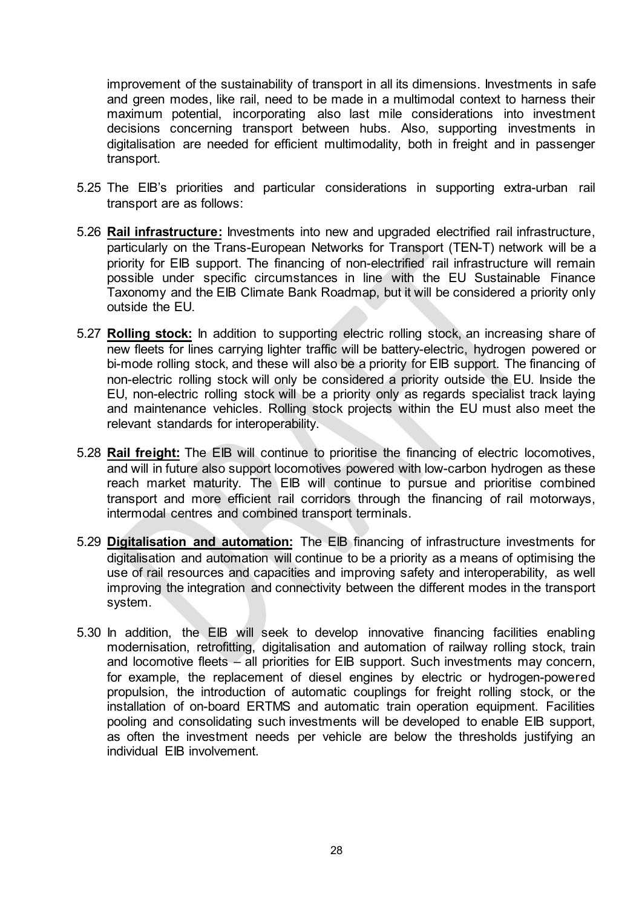improvement of the sustainability of transport in all its dimensions. Investments in safe and green modes, like rail, need to be made in a multimodal context to harness their maximum potential, incorporating also last mile considerations into investment decisions concerning transport between hubs. Also, supporting investments in digitalisation are needed for efficient multimodality, both in freight and in passenger transport.

5.25 The EIB's priorities and particular considerations in supporting extra-urban rail transport are as follows:

5.26 **Rail infrastructure:** Investments into new and upgraded electrified rail infrastructure, particularly on the Trans-European Networks for Transport (TEN-T) network will be a priority for EIB support. The financing of non-electrified rail infrastructure will remain possible under specific circumstances in line with the EU Sustainable Finance Taxonomy and the EIB Climate Bank Roadmap, but it will be considered a priority only outside the EU.

5.27 **Rolling stock:** In addition to supporting electric rolling stock, an increasing share of new fleets for lines carrying lighter traffic will be battery-electric, hydrogen powered or bi-mode rolling stock, and these will also be a priority for EIB support. The financing of non-electric rolling stock will only be considered a priority outside the EU. Inside the EU, non-electric rolling stock will be a priority only as regards specialist track laying and maintenance vehicles. Rolling stock projects within the EU must also meet the relevant standards for interoperability.

5.28 **Rail freight:** The EIB will continue to prioritise the financing of electric locomotives, and will in future also support locomotives powered with low-carbon hydrogen as these reach market maturity. The EIB will continue to pursue and prioritise combined transport and more efficient rail corridors through the financing of rail motorways, intermodal centres and combined transport terminals.

5.29 **Digitalisation and automation:** The EIB financing of infrastructure investments for digitalisation and automation will continue to be a priority as a means of optimising the use of rail resources and capacities and improving safety and interoperability, as well improving the integration and connectivity between the different modes in the transport system.

5.30 In addition, the EIB will seek to develop innovative financing facilities enabling modernisation, retrofitting, digitalisation and automation of railway rolling stock, train and locomotive fleets – all priorities for EIB support. Such investments may concern, for example, the replacement of diesel engines by electric or hydrogen-powered propulsion, the introduction of automatic couplings for freight rolling stock, or the installation of on-board ERTMS and automatic train operation equipment. Facilities pooling and consolidating such investments will be developed to enable EIB support, as often the investment needs per vehicle are below the thresholds justifying an individual EIB involvement.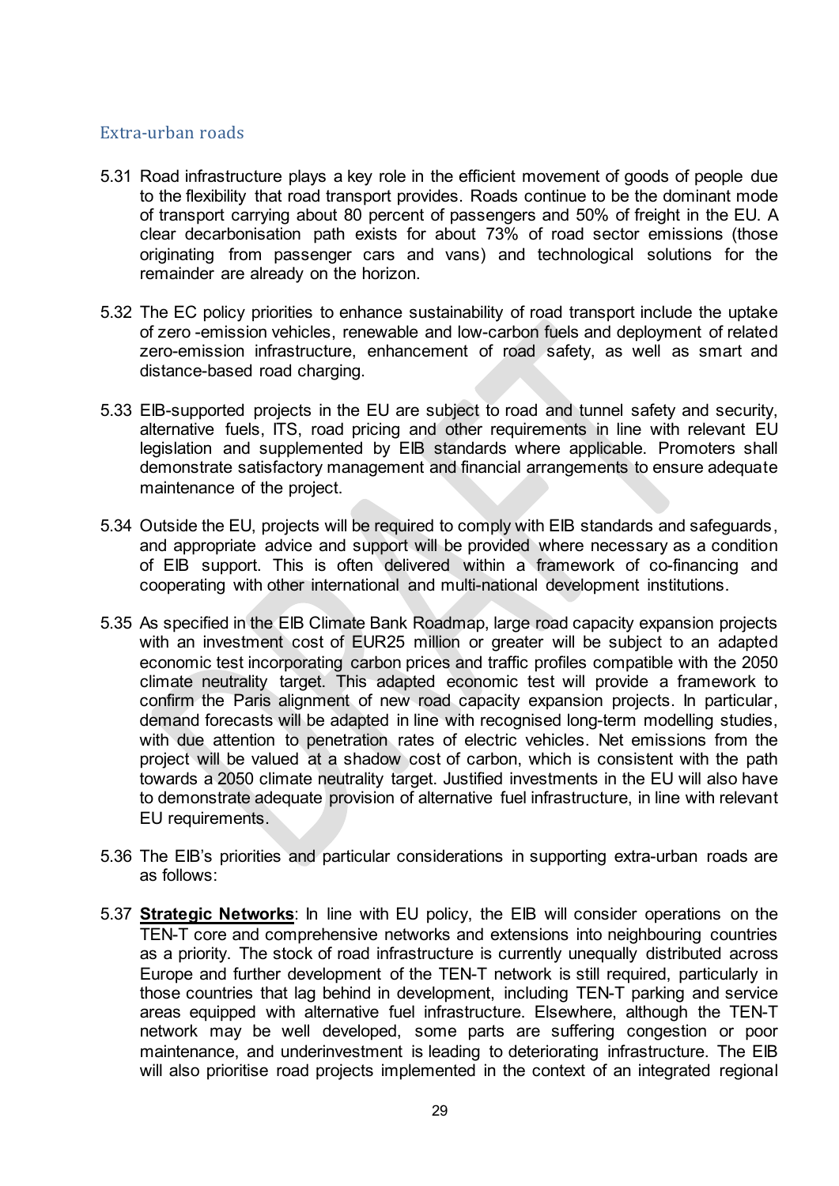## Extra-urban roads

5.31 Road infrastructure plays a key role in the efficient movement of goods of people due to the flexibility that road transport provides. Roads continue to be the dominant mode of transport carrying about 80 percent of passengers and 50% of freight in the EU. A clear decarbonisation path exists for about 73% of road sector emissions (those originating from passenger cars and vans) and technological solutions for the remainder are already on the horizon.

5.32 The EC policy priorities to enhance sustainability of road transport include the uptake of zero -emission vehicles, renewable and low-carbon fuels and deployment of related zero-emission infrastructure, enhancement of road safety, as well as smart and distance-based road charging.

5.33 EIB-supported projects in the EU are subject to road and tunnel safety and security, alternative fuels, ITS, road pricing and other requirements in line with relevant EU legislation and supplemented by EIB standards where applicable. Promoters shall demonstrate satisfactory management and financial arrangements to ensure adequate maintenance of the project.

5.34 Outside the EU, projects will be required to comply with EIB standards and safeguards, and appropriate advice and support will be provided where necessary as a condition of EIB support. This is often delivered within a framework of co-financing and cooperating with other international and multi-national development institutions.

5.35 As specified in the EIB Climate Bank Roadmap, large road capacity expansion projects with an investment cost of EUR25 million or greater will be subject to an adapted economic test incorporating carbon prices and traffic profiles compatible with the 2050 climate neutrality target. This adapted economic test will provide a framework to confirm the Paris alignment of new road capacity expansion projects. In particular, demand forecasts will be adapted in line with recognised long-term modelling studies, with due attention to penetration rates of electric vehicles. Net emissions from the project will be valued at a shadow cost of carbon, which is consistent with the path towards a 2050 climate neutrality target. Justified investments in the EU will also have to demonstrate adequate provision of alternative fuel infrastructure, in line with relevant EU requirements.

5.36 The EIB's priorities and particular considerations in supporting extra-urban roads are as follows:

5.37 **Strategic Networks**: In line with EU policy, the EIB will consider operations on the TEN-T core and comprehensive networks and extensions into neighbouring countries as a priority. The stock of road infrastructure is currently unequally distributed across Europe and further development of the TEN-T network is still required, particularly in those countries that lag behind in development, including TEN-T parking and service areas equipped with alternative fuel infrastructure. Elsewhere, although the TEN-T network may be well developed, some parts are suffering congestion or poor maintenance, and underinvestment is leading to deteriorating infrastructure. The EIB will also prioritise road projects implemented in the context of an integrated regional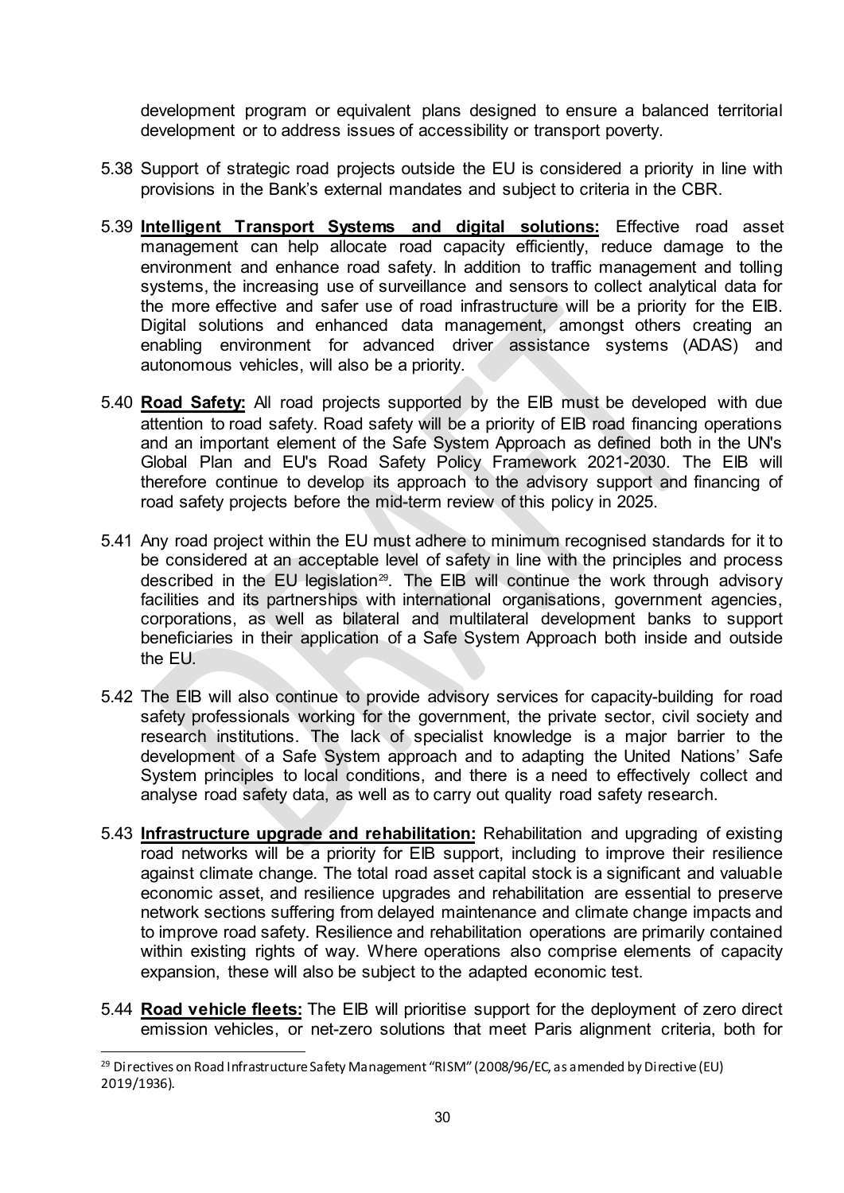development program or equivalent plans designed to ensure a balanced territorial development or to address issues of accessibility or transport poverty.

5.38 Support of strategic road projects outside the EU is considered a priority in line with provisions in the Bank's external mandates and subject to criteria in the CBR.

5.39 **Intelligent Transport Systems and digital solutions:** Effective road asset management can help allocate road capacity efficiently, reduce damage to the environment and enhance road safety. In addition to traffic management and tolling systems, the increasing use of surveillance and sensors to collect analytical data for the more effective and safer use of road infrastructure will be a priority for the EIB. Digital solutions and enhanced data management, amongst others creating an enabling environment for advanced driver assistance systems (ADAS) and autonomous vehicles, will also be a priority.

5.40 **Road Safety:** All road projects supported by the EIB must be developed with due attention to road safety. Road safety will be a priority of EIB road financing operations and an important element of the Safe System Approach as defined both in the UN's Global Plan and EU's Road Safety Policy Framework 2021-2030. The EIB will therefore continue to develop its approach to the advisory support and financing of road safety projects before the mid-term review of this policy in 2025.

5.41 Any road project within the EU must adhere to minimum recognised standards for it to be considered at an acceptable level of safety in line with the principles and process described in the EU legislation[29]. The EIB will continue the work through advisory facilities and its partnerships with international organisations, government agencies, corporations, as well as bilateral and multilateral development banks to support beneficiaries in their application of a Safe System Approach both inside and outside the EU.

5.42 The EIB will also continue to provide advisory services for capacity-building for road safety professionals working for the government, the private sector, civil society and research institutions. The lack of specialist knowledge is a major barrier to the development of a Safe System approach and to adapting the United Nations' Safe System principles to local conditions, and there is a need to effectively collect and analyse road safety data, as well as to carry out quality road safety research.

5.43 **Infrastructure upgrade and rehabilitation:** Rehabilitation and upgrading of existing road networks will be a priority for EIB support, including to improve their resilience against climate change. The total road asset capital stock is a significant and valuable economic asset, and resilience upgrades and rehabilitation are essential to preserve network sections suffering from delayed maintenance and climate change impacts and to improve road safety. Resilience and rehabilitation operations are primarily contained within existing rights of way. Where operations also comprise elements of capacity expansion, these will also be subject to the adapted economic test.

5.44 **Road vehicle fleets:** The EIB will prioritise support for the deployment of zero direct emission vehicles, or net-zero solutions that meet Paris alignment criteria, both for

[29] Directives on Road Infrastructure Safety Management "RISM" (2008/96/EC, as amended by Directive (EU) 2019/1936).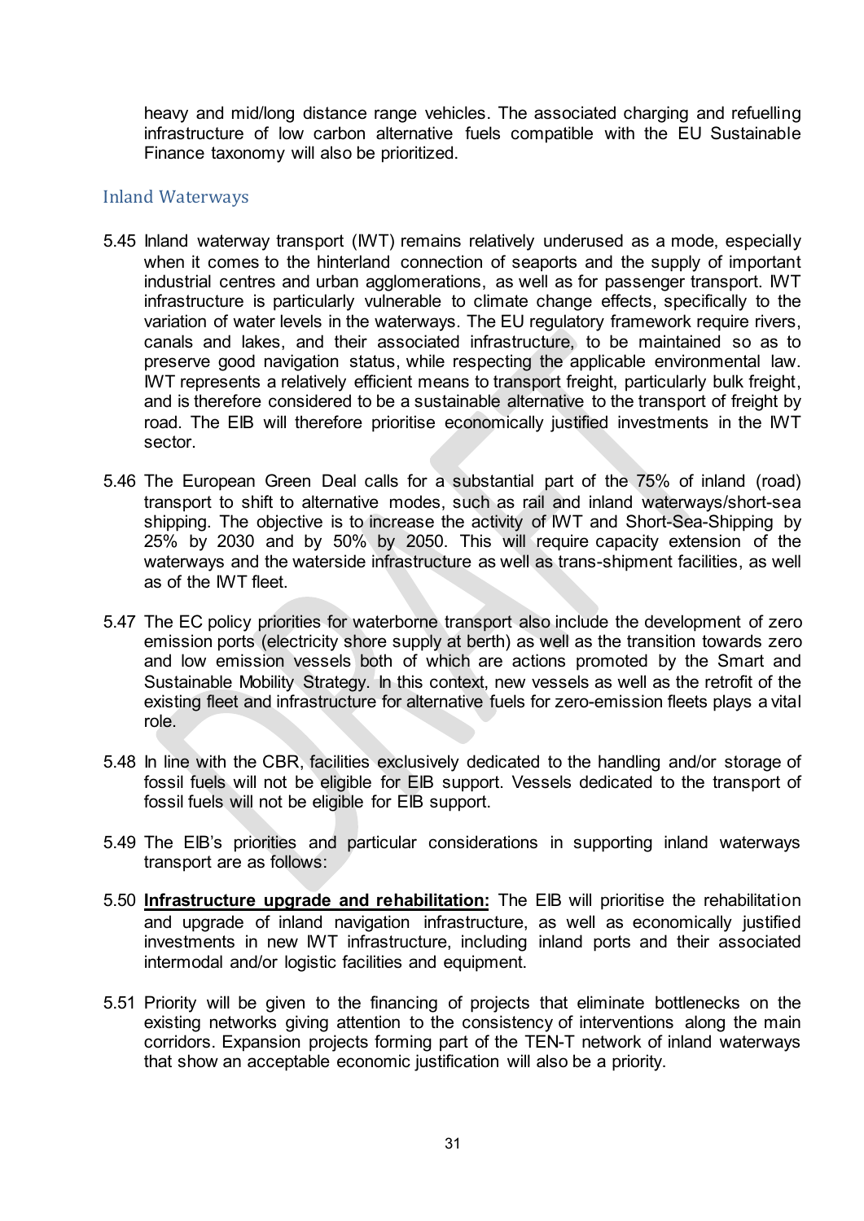heavy and mid/long distance range vehicles. The associated charging and refuelling infrastructure of low carbon alternative fuels compatible with the EU Sustainable Finance taxonomy will also be prioritized.

## Inland Waterways

5.45 Inland waterway transport (IWT) remains relatively underused as a mode, especially when it comes to the hinterland connection of seaports and the supply of important industrial centres and urban agglomerations, as well as for passenger transport. IWT infrastructure is particularly vulnerable to climate change effects, specifically to the variation of water levels in the waterways. The EU regulatory framework require rivers, canals and lakes, and their associated infrastructure, to be maintained so as to preserve good navigation status, while respecting the applicable environmental law. IWT represents a relatively efficient means to transport freight, particularly bulk freight, and is therefore considered to be a sustainable alternative to the transport of freight by road. The EIB will therefore prioritise economically justified investments in the IWT sector.

5.46 The European Green Deal calls for a substantial part of the 75% of inland (road) transport to shift to alternative modes, such as rail and inland waterways/short-sea shipping. The objective is to increase the activity of IWT and Short-Sea-Shipping by 25% by 2030 and by 50% by 2050. This will require capacity extension of the waterways and the waterside infrastructure as well as trans-shipment facilities, as well as of the IWT fleet.

5.47 The EC policy priorities for waterborne transport also include the development of zero emission ports (electricity shore supply at berth) as well as the transition towards zero and low emission vessels both of which are actions promoted by the Smart and Sustainable Mobility Strategy. In this context, new vessels as well as the retrofit of the existing fleet and infrastructure for alternative fuels for zero-emission fleets plays a vital role.

5.48 In line with the CBR, facilities exclusively dedicated to the handling and/or storage of fossil fuels will not be eligible for EIB support. Vessels dedicated to the transport of fossil fuels will not be eligible for EIB support.

5.49 The EIB's priorities and particular considerations in supporting inland waterways transport are as follows:

5.50 **<u>Infrastructure upgrade and rehabilitation:</u>** The EIB will prioritise the rehabilitation and upgrade of inland navigation infrastructure, as well as economically justified investments in new IWT infrastructure, including inland ports and their associated intermodal and/or logistic facilities and equipment.

5.51 Priority will be given to the financing of projects that eliminate bottlenecks on the existing networks giving attention to the consistency of interventions along the main corridors. Expansion projects forming part of the TEN-T network of inland waterways that show an acceptable economic justification will also be a priority.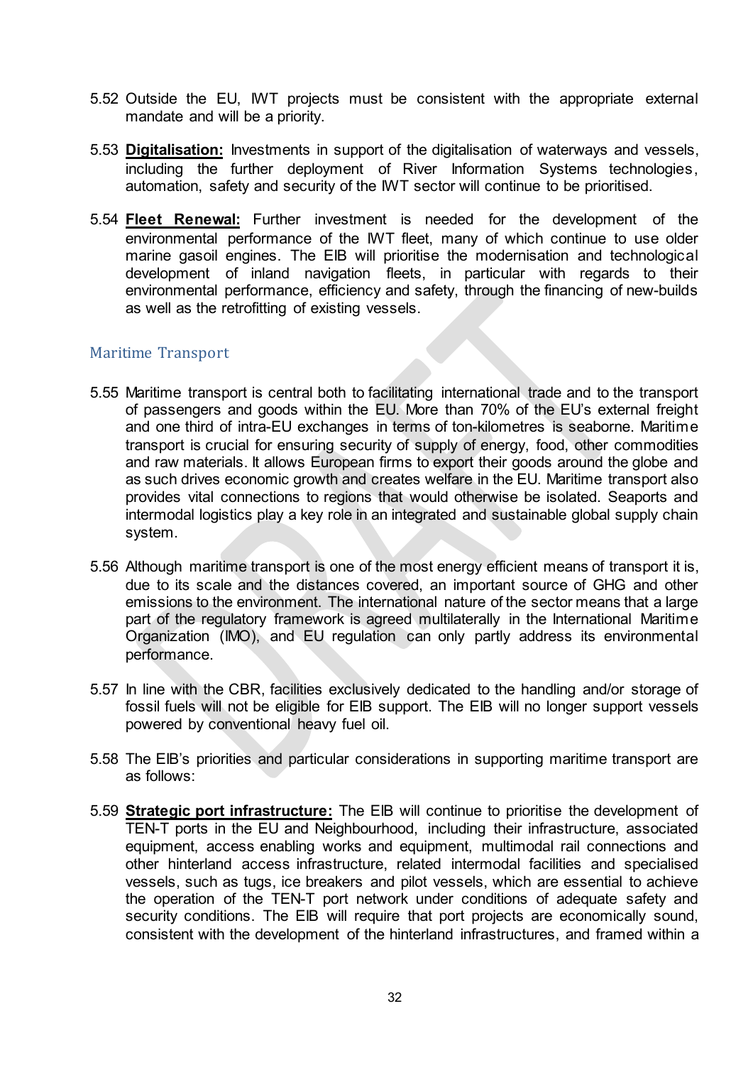5.52 Outside the EU, IWT projects must be consistent with the appropriate external mandate and will be a priority.

5.53 **Digitalisation:** Investments in support of the digitalisation of waterways and vessels, including the further deployment of River Information Systems technologies, automation, safety and security of the IWT sector will continue to be prioritised.

5.54 **Fleet Renewal:** Further investment is needed for the development of the environmental performance of the IWT fleet, many of which continue to use older marine gasoil engines. The EIB will prioritise the modernisation and technological development of inland navigation fleets, in particular with regards to their environmental performance, efficiency and safety, through the financing of new-builds as well as the retrofitting of existing vessels.

### Maritime Transport

5.55 Maritime transport is central both to facilitating international trade and to the transport of passengers and goods within the EU. More than 70% of the EU's external freight and one third of intra-EU exchanges in terms of ton-kilometres is seaborne. Maritime transport is crucial for ensuring security of supply of energy, food, other commodities and raw materials. It allows European firms to export their goods around the globe and as such drives economic growth and creates welfare in the EU. Maritime transport also provides vital connections to regions that would otherwise be isolated. Seaports and intermodal logistics play a key role in an integrated and sustainable global supply chain system.

5.56 Although maritime transport is one of the most energy efficient means of transport it is, due to its scale and the distances covered, an important source of GHG and other emissions to the environment. The international nature of the sector means that a large part of the regulatory framework is agreed multilaterally in the International Maritime Organization (IMO), and EU regulation can only partly address its environmental performance.

5.57 In line with the CBR, facilities exclusively dedicated to the handling and/or storage of fossil fuels will not be eligible for EIB support. The EIB will no longer support vessels powered by conventional heavy fuel oil.

5.58 The EIB's priorities and particular considerations in supporting maritime transport are as follows:

5.59 **Strategic port infrastructure:** The EIB will continue to prioritise the development of TEN-T ports in the EU and Neighbourhood, including their infrastructure, associated equipment, access enabling works and equipment, multimodal rail connections and other hinterland access infrastructure, related intermodal facilities and specialised vessels, such as tugs, ice breakers and pilot vessels, which are essential to achieve the operation of the TEN-T port network under conditions of adequate safety and security conditions. The EIB will require that port projects are economically sound, consistent with the development of the hinterland infrastructures, and framed within a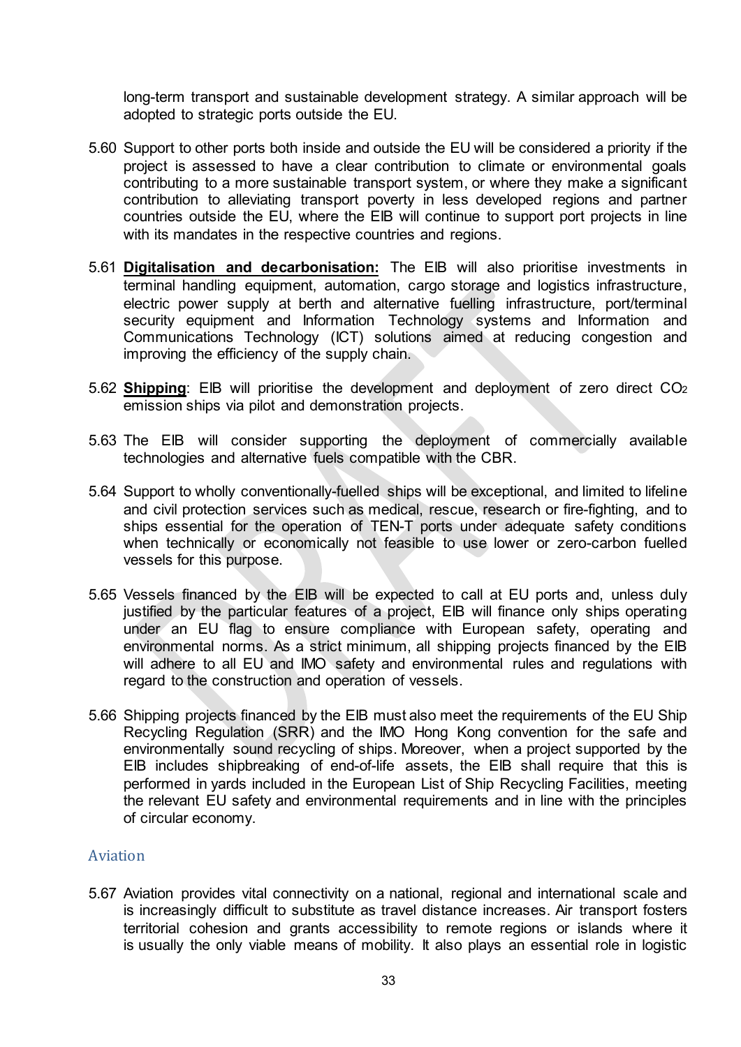long-term transport and sustainable development strategy. A similar approach will be adopted to strategic ports outside the EU.

5.60 Support to other ports both inside and outside the EU will be considered a priority if the project is assessed to have a clear contribution to climate or environmental goals contributing to a more sustainable transport system, or where they make a significant contribution to alleviating transport poverty in less developed regions and partner countries outside the EU, where the EIB will continue to support port projects in line with its mandates in the respective countries and regions.

5.61 **Digitalisation and decarbonisation:** The EIB will also prioritise investments in terminal handling equipment, automation, cargo storage and logistics infrastructure, electric power supply at berth and alternative fuelling infrastructure, port/terminal security equipment and Information Technology systems and Information and Communications Technology (ICT) solutions aimed at reducing congestion and improving the efficiency of the supply chain.

5.62 **Shipping**: EIB will prioritise the development and deployment of zero direct $CO_2$ emission ships via pilot and demonstration projects.

5.63 The EIB will consider supporting the deployment of commercially available technologies and alternative fuels compatible with the CBR.

5.64 Support to wholly conventionally-fuelled ships will be exceptional, and limited to lifeline and civil protection services such as medical, rescue, research or fire-fighting, and to ships essential for the operation of TEN-T ports under adequate safety conditions when technically or economically not feasible to use lower or zero-carbon fuelled vessels for this purpose.

5.65 Vessels financed by the EIB will be expected to call at EU ports and, unless duly justified by the particular features of a project, EIB will finance only ships operating under an EU flag to ensure compliance with European safety, operating and environmental norms. As a strict minimum, all shipping projects financed by the EIB will adhere to all EU and IMO safety and environmental rules and regulations with regard to the construction and operation of vessels.

5.66 Shipping projects financed by the EIB must also meet the requirements of the EU Ship Recycling Regulation (SRR) and the IMO Hong Kong convention for the safe and environmentally sound recycling of ships. Moreover, when a project supported by the EIB includes shipbreaking of end-of-life assets, the EIB shall require that this is performed in yards included in the European List of Ship Recycling Facilities, meeting the relevant EU safety and environmental requirements and in line with the principles of circular economy.

### Aviation

5.67 Aviation provides vital connectivity on a national, regional and international scale and is increasingly difficult to substitute as travel distance increases. Air transport fosters territorial cohesion and grants accessibility to remote regions or islands where it is usually the only viable means of mobility. It also plays an essential role in logistic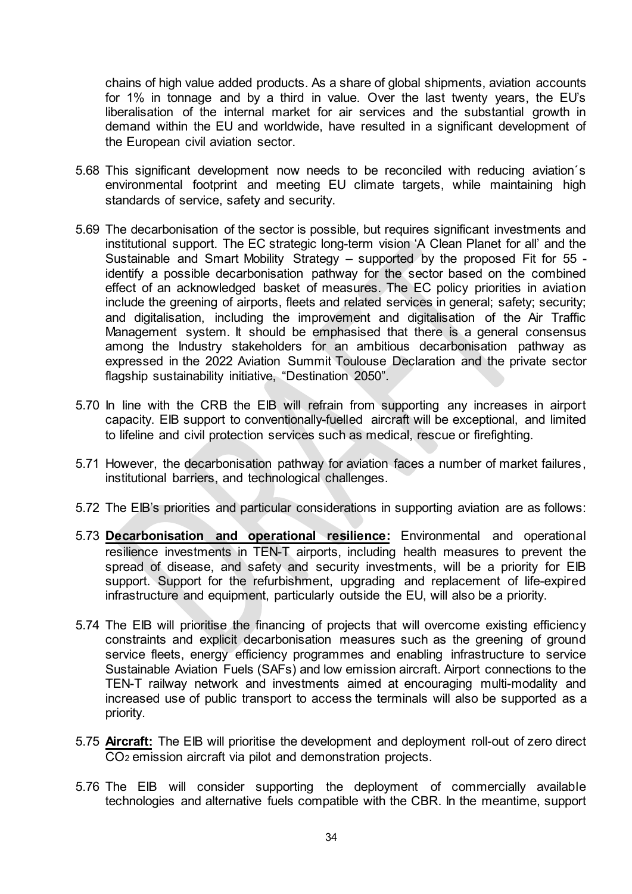chains of high value added products. As a share of global shipments, aviation accounts for 1% in tonnage and by a third in value. Over the last twenty years, the EU's liberalisation of the internal market for air services and the substantial growth in demand within the EU and worldwide, have resulted in a significant development of the European civil aviation sector.

5.68 This significant development now needs to be reconciled with reducing aviation´s environmental footprint and meeting EU climate targets, while maintaining high standards of service, safety and security.

5.69 The decarbonisation of the sector is possible, but requires significant investments and institutional support. The EC strategic long-term vision 'A Clean Planet for all' and the Sustainable and Smart Mobility Strategy – supported by the proposed Fit for 55 - identify a possible decarbonisation pathway for the sector based on the combined effect of an acknowledged basket of measures. The EC policy priorities in aviation include the greening of airports, fleets and related services in general; safety; security; and digitalisation, including the improvement and digitalisation of the Air Traffic Management system. It should be emphasised that there is a general consensus among the Industry stakeholders for an ambitious decarbonisation pathway as expressed in the 2022 Aviation Summit Toulouse Declaration and the private sector flagship sustainability initiative, "Destination 2050".

5.70 In line with the CRB the EIB will refrain from supporting any increases in airport capacity. EIB support to conventionally-fuelled aircraft will be exceptional, and limited to lifeline and civil protection services such as medical, rescue or firefighting.

5.71 However, the decarbonisation pathway for aviation faces a number of market failures, institutional barriers, and technological challenges.

5.72 The EIB's priorities and particular considerations in supporting aviation are as follows:

5.73 **Decarbonisation and operational resilience:** Environmental and operational resilience investments in TEN-T airports, including health measures to prevent the spread of disease, and safety and security investments, will be a priority for EIB support. Support for the refurbishment, upgrading and replacement of life-expired infrastructure and equipment, particularly outside the EU, will also be a priority.

5.74 The EIB will prioritise the financing of projects that will overcome existing efficiency constraints and explicit decarbonisation measures such as the greening of ground service fleets, energy efficiency programmes and enabling infrastructure to service Sustainable Aviation Fuels (SAFs) and low emission aircraft. Airport connections to the TEN-T railway network and investments aimed at encouraging multi-modality and increased use of public transport to access the terminals will also be supported as a priority.

5.75 **Aircraft:** The EIB will prioritise the development and deployment roll-out of zero direct $CO_2$ emission aircraft via pilot and demonstration projects.

5.76 The EIB will consider supporting the deployment of commercially available technologies and alternative fuels compatible with the CBR. In the meantime, support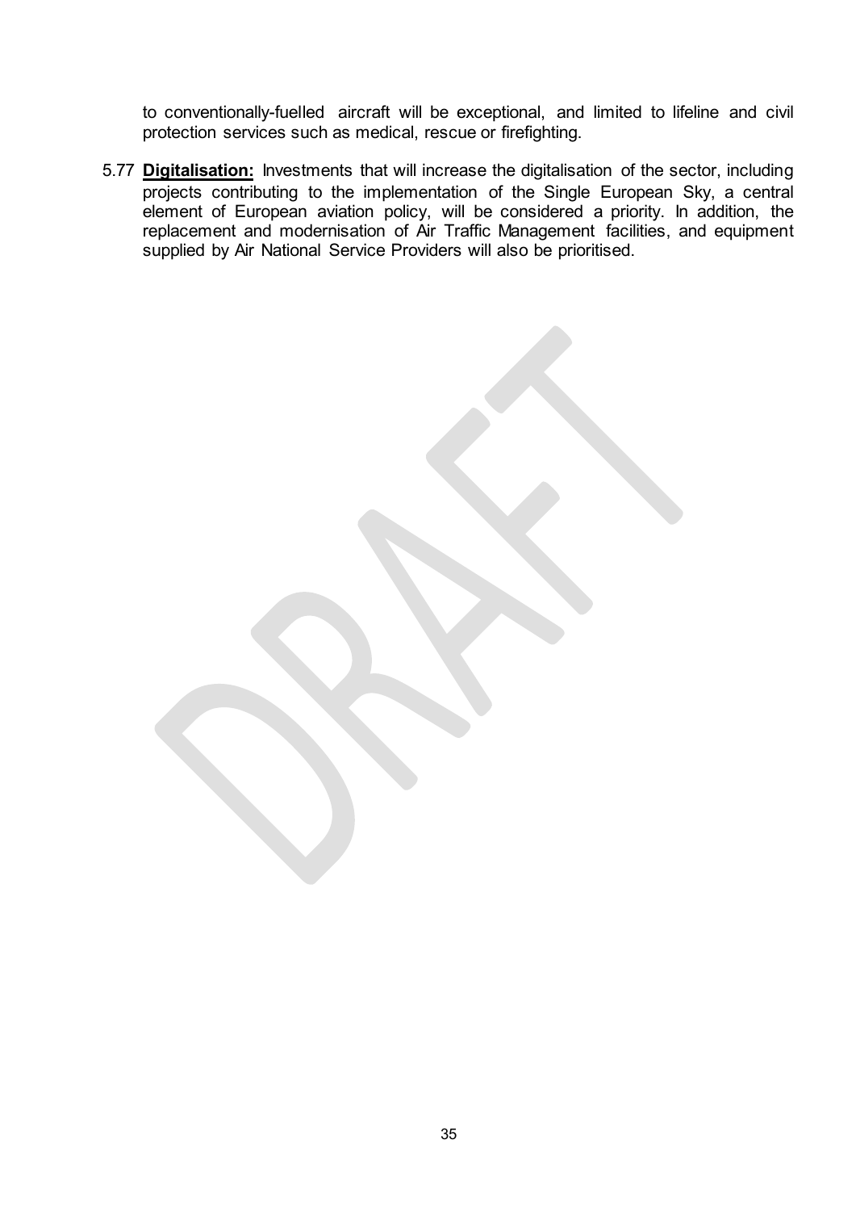to conventionally-fuelled aircraft will be exceptional, and limited to lifeline and civil protection services such as medical, rescue or firefighting.

5.77 **Digitalisation:** Investments that will increase the digitalisation of the sector, including projects contributing to the implementation of the Single European Sky, a central element of European aviation policy, will be considered a priority. In addition, the replacement and modernisation of Air Traffic Management facilities, and equipment supplied by Air National Service Providers will also be prioritised.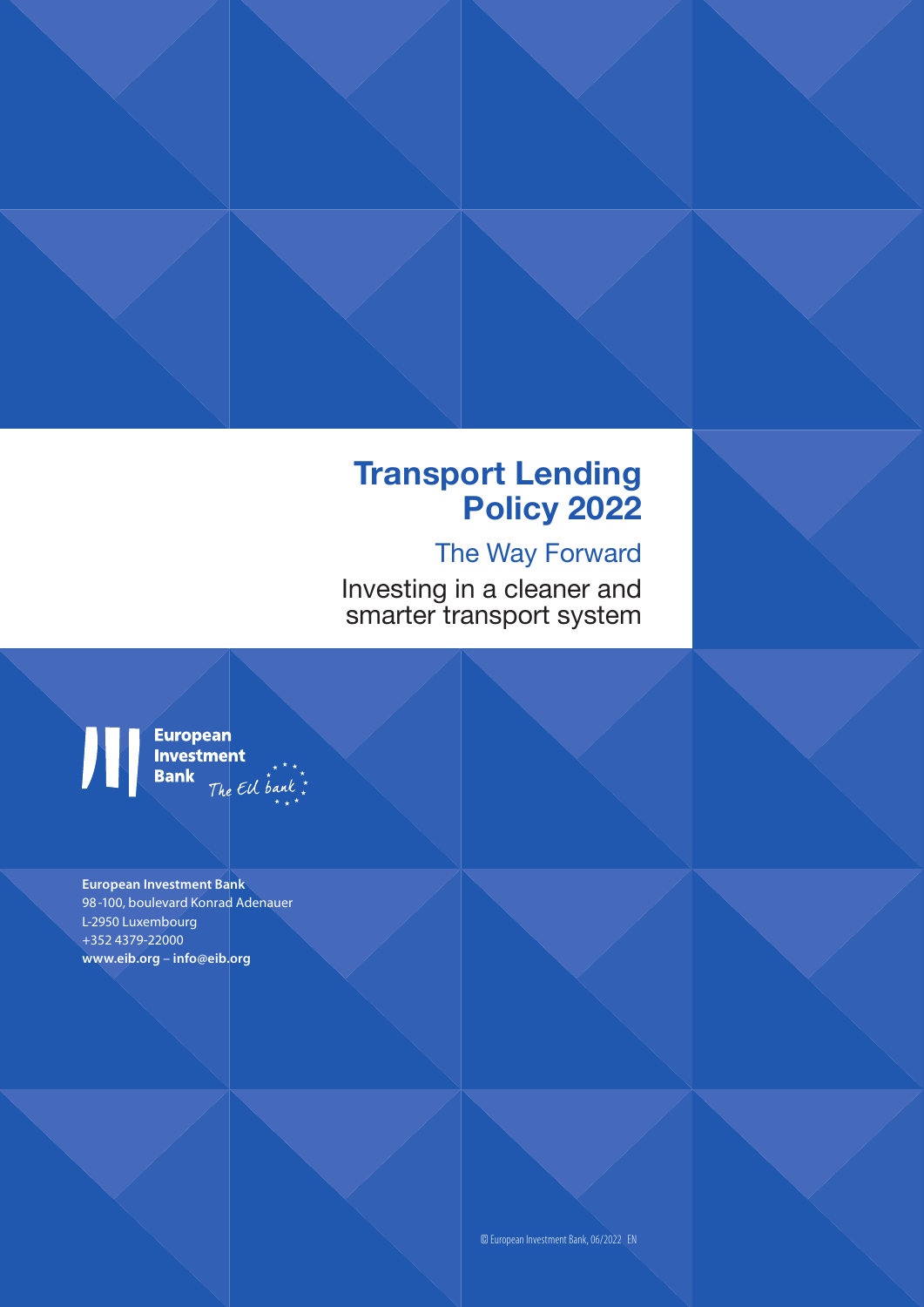# Transport Lending Policy 2022

## The Way Forward

Investing in a cleaner and smarter transport system

European Investment Bank
The EU bank

**European Investment Bank**
98 -100, boulevard Konrad Adenauer
L-2950 Luxembourg
+352 4379-22000
**www.eib.org – info@eib.org**

© European Investment Bank, 06/2022 EN